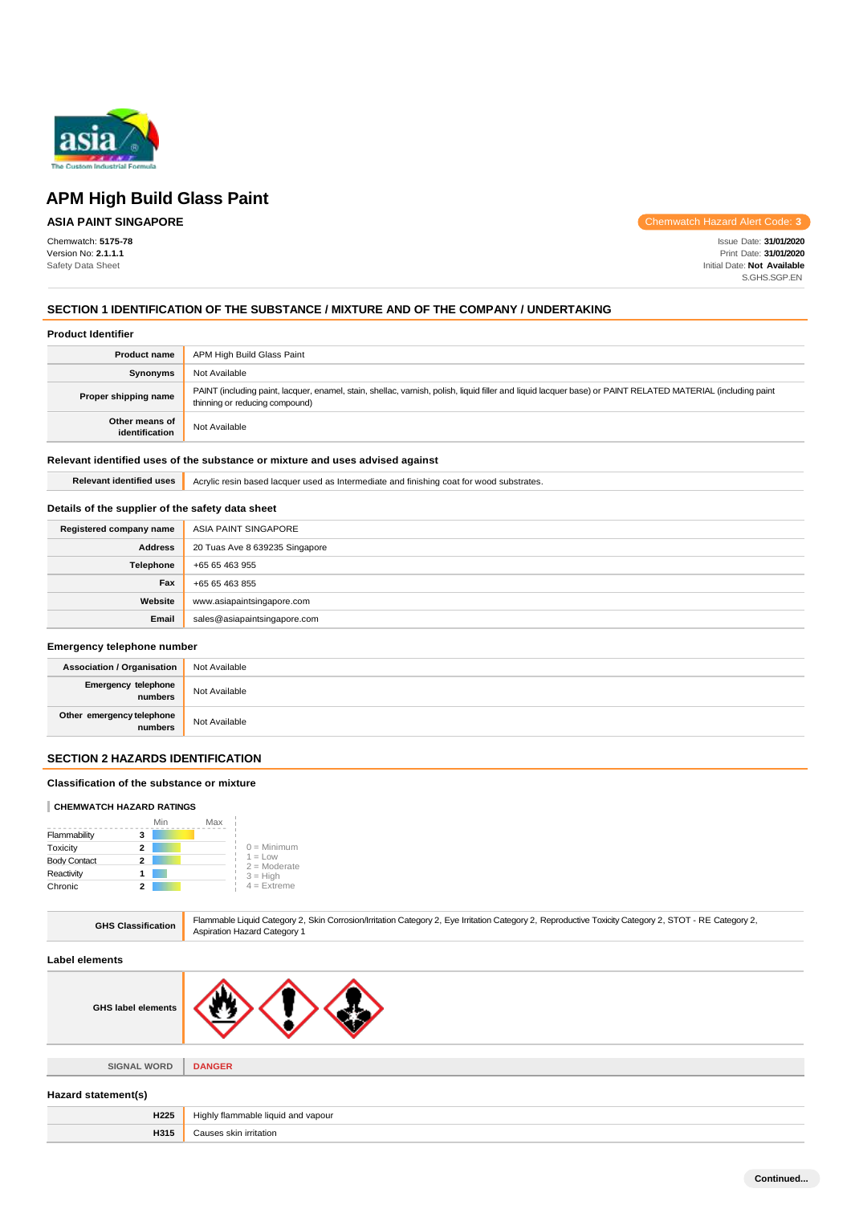# APM High Build Glass Paint

**ASIA PAINT SINGAPORE**

Chemwatch Hazard Alert Code: **3**

Chemwatch: **5175-78**
Version No: **2.1.1.1**
Safety Data Sheet

Issue Date: **31/01/2020**
Print Date: **31/01/2020**
Initial Date: **Not Available**
S.GHS.SGP.EN

## SECTION 1 IDENTIFICATION OF THE SUBSTANCE / MIXTURE AND OF THE COMPANY / UNDERTAKING

### Product Identifier

| | |
|---|---|
| **Product name** | APM High Build Glass Paint |
| **Synonyms** | Not Available |
| **Proper shipping name** | PAINT (including paint, lacquer, enamel, stain, shellac, varnish, polish, liquid filler and liquid lacquer base) or PAINT RELATED MATERIAL (including paint thinning or reducing compound) |
| **Other means of identification** | Not Available |

### Relevant identified uses of the substance or mixture and uses advised against

| | |
|---|---|
| **Relevant identified uses** | Acrylic resin based lacquer used as Intermediate and finishing coat for wood substrates. |

### Details of the supplier of the safety data sheet

| | |
|---|---|
| **Registered company name** | ASIA PAINT SINGAPORE |
| **Address** | 20 Tuas Ave 8 639235 Singapore |
| **Telephone** | +65 65 463 955 |
| **Fax** | +65 65 463 855 |
| **Website** | www.asiapaintsingapore.com |
| **Email** | sales@asiapaintsingapore.com |

### Emergency telephone number

| | |
|---|---|
| **Association / Organisation** | Not Available |
| **Emergency telephone numbers** | Not Available |
| **Other emergency telephone numbers** | Not Available |

## SECTION 2 HAZARDS IDENTIFICATION

### Classification of the substance or mixture

**CHEMWATCH HAZARD RATINGS**

| | Rating |
|---|---|
| Flammability | 3 |
| Toxicity | 2 |
| Body Contact | 2 |
| Reactivity | 1 |
| Chronic | 2 |

0 = Minimum
1 = Low
2 = Moderate
3 = High
4 = Extreme

| | |
|---|---|
| **GHS Classification** | Flammable Liquid Category 2, Skin Corrosion/Irritation Category 2, Eye Irritation Category 2, Reproductive Toxicity Category 2, STOT - RE Category 2, Aspiration Hazard Category 1 |

### Label elements

| | |
|---|---|
| **GHS label elements** | |
| **SIGNAL WORD** | **DANGER** |

### Hazard statement(s)

| | |
|---|---|
| **H225** | Highly flammable liquid and vapour |
| **H315** | Causes skin irritation |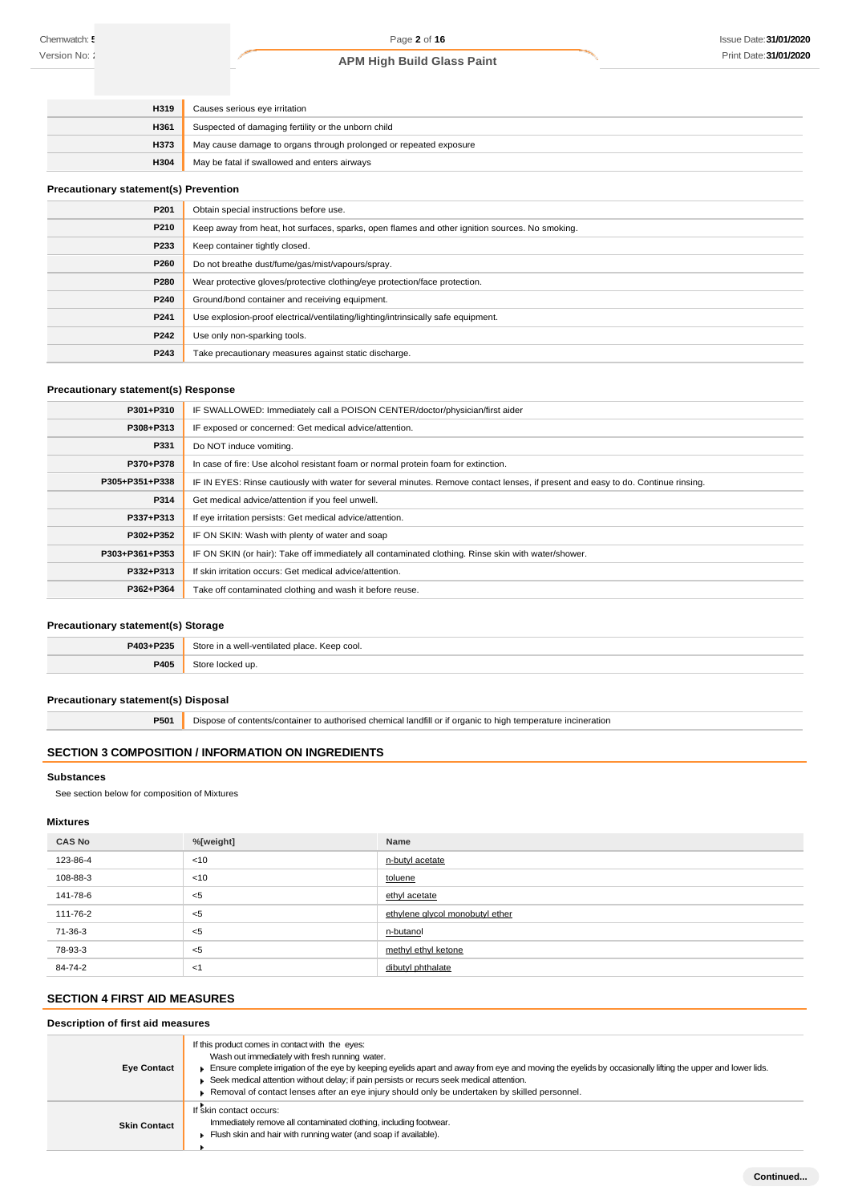| | |
|---|---|
| **H319** | Causes serious eye irritation |
| **H361** | Suspected of damaging fertility or the unborn child |
| **H373** | May cause damage to organs through prolonged or repeated exposure |
| **H304** | May be fatal if swallowed and enters airways |

### Precautionary statement(s) Prevention

| | |
|---|---|
| **P201** | Obtain special instructions before use. |
| **P210** | Keep away from heat, hot surfaces, sparks, open flames and other ignition sources. No smoking. |
| **P233** | Keep container tightly closed. |
| **P260** | Do not breathe dust/fume/gas/mist/vapours/spray. |
| **P280** | Wear protective gloves/protective clothing/eye protection/face protection. |
| **P240** | Ground/bond container and receiving equipment. |
| **P241** | Use explosion-proof electrical/ventilating/lighting/intrinsically safe equipment. |
| **P242** | Use only non-sparking tools. |
| **P243** | Take precautionary measures against static discharge. |

### Precautionary statement(s) Response

| | |
|---|---|
| **P301+P310** | IF SWALLOWED: Immediately call a POISON CENTER/doctor/physician/first aider |
| **P308+P313** | IF exposed or concerned: Get medical advice/attention. |
| **P331** | Do NOT induce vomiting. |
| **P370+P378** | In case of fire: Use alcohol resistant foam or normal protein foam for extinction. |
| **P305+P351+P338** | IF IN EYES: Rinse cautiously with water for several minutes. Remove contact lenses, if present and easy to do. Continue rinsing. |
| **P314** | Get medical advice/attention if you feel unwell. |
| **P337+P313** | If eye irritation persists: Get medical advice/attention. |
| **P302+P352** | IF ON SKIN: Wash with plenty of water and soap |
| **P303+P361+P353** | IF ON SKIN (or hair): Take off immediately all contaminated clothing. Rinse skin with water/shower. |
| **P332+P313** | If skin irritation occurs: Get medical advice/attention. |
| **P362+P364** | Take off contaminated clothing and wash it before reuse. |

### Precautionary statement(s) Storage

| | |
|---|---|
| **P403+P235** | Store in a well-ventilated place. Keep cool. |
| **P405** | Store locked up. |

### Precautionary statement(s) Disposal

| | |
|---|---|
| **P501** | Dispose of contents/container to authorised chemical landfill or if organic to high temperature incineration |

## SECTION 3 COMPOSITION / INFORMATION ON INGREDIENTS

### Substances

See section below for composition of Mixtures

### Mixtures

| CAS No | %[weight] | Name |
|---|---|---|
| 123-86-4 | <10 | n-butyl acetate |
| 108-88-3 | <10 | toluene |
| 141-78-6 | <5 | ethyl acetate |
| 111-76-2 | <5 | ethylene glycol monobutyl ether |
| 71-36-3 | <5 | n-butanol |
| 78-93-3 | <5 | methyl ethyl ketone |
| 84-74-2 | <1 | dibutyl phthalate |

## SECTION 4 FIRST AID MEASURES

### Description of first aid measures

| | |
|---|---|
| **Eye Contact** | If this product comes in contact with the eyes:<br>Wash out immediately with fresh running water.<br>▸ Ensure complete irrigation of the eye by keeping eyelids apart and away from eye and moving the eyelids by occasionally lifting the upper and lower lids.<br>▸ Seek medical attention without delay; if pain persists or recurs seek medical attention.<br>▸ Removal of contact lenses after an eye injury should only be undertaken by skilled personnel. |
| **Skin Contact** | If skin contact occurs:<br>Immediately remove all contaminated clothing, including footwear.<br>▸ Flush skin and hair with running water (and soap if available).<br>▸ |

Continued...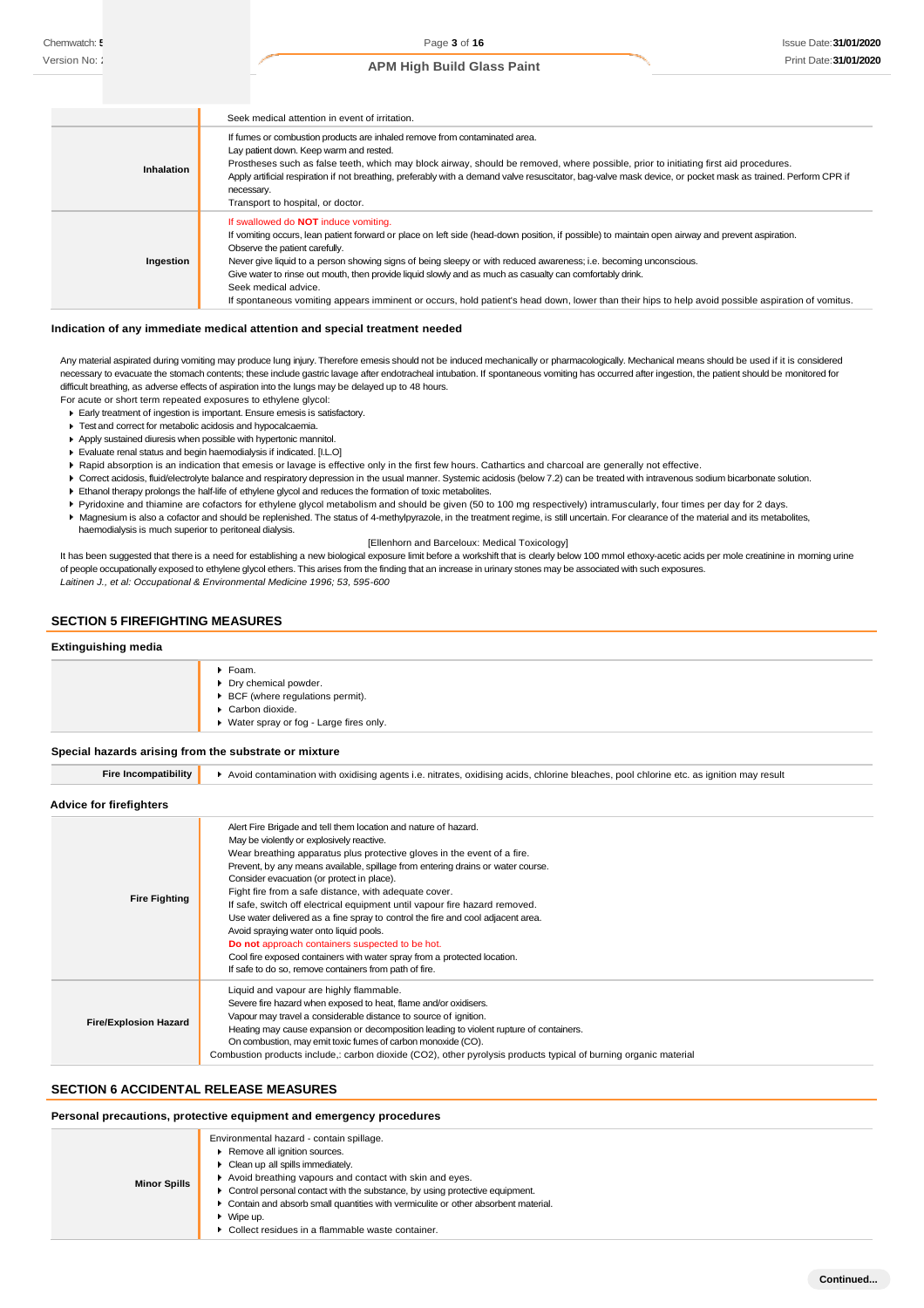| | |
|---|---|
| | Seek medical attention in event of irritation. |
| **Inhalation** | If fumes or combustion products are inhaled remove from contaminated area.<br>Lay patient down. Keep warm and rested.<br>Prostheses such as false teeth, which may block airway, should be removed, where possible, prior to initiating first aid procedures.<br>Apply artificial respiration if not breathing, preferably with a demand valve resuscitator, bag-valve mask device, or pocket mask as trained. Perform CPR if necessary.<br>Transport to hospital, or doctor. |
| **Ingestion** | If swallowed do **NOT** induce vomiting.<br>If vomiting occurs, lean patient forward or place on left side (head-down position, if possible) to maintain open airway and prevent aspiration.<br>Observe the patient carefully.<br>Never give liquid to a person showing signs of being sleepy or with reduced awareness; i.e. becoming unconscious.<br>Give water to rinse out mouth, then provide liquid slowly and as much as casualty can comfortably drink.<br>Seek medical advice.<br>If spontaneous vomiting appears imminent or occurs, hold patient's head down, lower than their hips to help avoid possible aspiration of vomitus. |

### Indication of any immediate medical attention and special treatment needed

Any material aspirated during vomiting may produce lung injury. Therefore emesis should not be induced mechanically or pharmacologically. Mechanical means should be used if it is considered necessary to evacuate the stomach contents; these include gastric lavage after endotracheal intubation. If spontaneous vomiting has occurred after ingestion, the patient should be monitored for difficult breathing, as adverse effects of aspiration into the lungs may be delayed up to 48 hours.

For acute or short term repeated exposures to ethylene glycol:

- Early treatment of ingestion is important. Ensure emesis is satisfactory.
- Test and correct for metabolic acidosis and hypocalcaemia.
- Apply sustained diuresis when possible with hypertonic mannitol.
- Evaluate renal status and begin haemodialysis if indicated. [I.L.O]
- Rapid absorption is an indication that emesis or lavage is effective only in the first few hours. Cathartics and charcoal are generally not effective.
- Correct acidosis, fluid/electrolyte balance and respiratory depression in the usual manner. Systemic acidosis (below 7.2) can be treated with intravenous sodium bicarbonate solution.
- Ethanol therapy prolongs the half-life of ethylene glycol and reduces the formation of toxic metabolites.
- Pyridoxine and thiamine are cofactors for ethylene glycol metabolism and should be given (50 to 100 mg respectively) intramuscularly, four times per day for 2 days.
- Magnesium is also a cofactor and should be replenished. The status of 4-methylpyrazole, in the treatment regime, is still uncertain. For clearance of the material and its metabolites, haemodialysis is much superior to peritoneal dialysis.

[Ellenhorn and Barceloux: Medical Toxicology]

It has been suggested that there is a need for establishing a new biological exposure limit before a workshift that is clearly below 100 mmol ethoxy-acetic acids per mole creatinine in morning urine of people occupationally exposed to ethylene glycol ethers. This arises from the finding that an increase in urinary stones may be associated with such exposures.

*Laitinen J., et al: Occupational & Environmental Medicine 1996; 53, 595-600*

## SECTION 5 FIREFIGHTING MEASURES

### Extinguishing media

- Foam.
- Dry chemical powder.
- BCF (where regulations permit).
- Carbon dioxide.
- Water spray or fog - Large fires only.

### Special hazards arising from the substrate or mixture

| | |
|---|---|
| **Fire Incompatibility** | Avoid contamination with oxidising agents i.e. nitrates, oxidising acids, chlorine bleaches, pool chlorine etc. as ignition may result |

### Advice for firefighters

| | |
|---|---|
| **Fire Fighting** | Alert Fire Brigade and tell them location and nature of hazard.<br>May be violently or explosively reactive.<br>Wear breathing apparatus plus protective gloves in the event of a fire.<br>Prevent, by any means available, spillage from entering drains or water course.<br>Consider evacuation (or protect in place).<br>Fight fire from a safe distance, with adequate cover.<br>If safe, switch off electrical equipment until vapour fire hazard removed.<br>Use water delivered as a fine spray to control the fire and cool adjacent area.<br>Avoid spraying water onto liquid pools.<br>**Do not** approach containers suspected to be hot.<br>Cool fire exposed containers with water spray from a protected location.<br>If safe to do so, remove containers from path of fire. |
| **Fire/Explosion Hazard** | Liquid and vapour are highly flammable.<br>Severe fire hazard when exposed to heat, flame and/or oxidisers.<br>Vapour may travel a considerable distance to source of ignition.<br>Heating may cause expansion or decomposition leading to violent rupture of containers.<br>On combustion, may emit toxic fumes of carbon monoxide (CO).<br>Combustion products include,: carbon dioxide ($CO_2$), other pyrolysis products typical of burning organic material |

## SECTION 6 ACCIDENTAL RELEASE MEASURES

### Personal precautions, protective equipment and emergency procedures

| | |
|---|---|
| **Minor Spills** | Environmental hazard - contain spillage.<br>- Remove all ignition sources.<br>- Clean up all spills immediately.<br>- Avoid breathing vapours and contact with skin and eyes.<br>- Control personal contact with the substance, by using protective equipment.<br>- Contain and absorb small quantities with vermiculite or other absorbent material.<br>- Wipe up.<br>- Collect residues in a flammable waste container. |

Continued...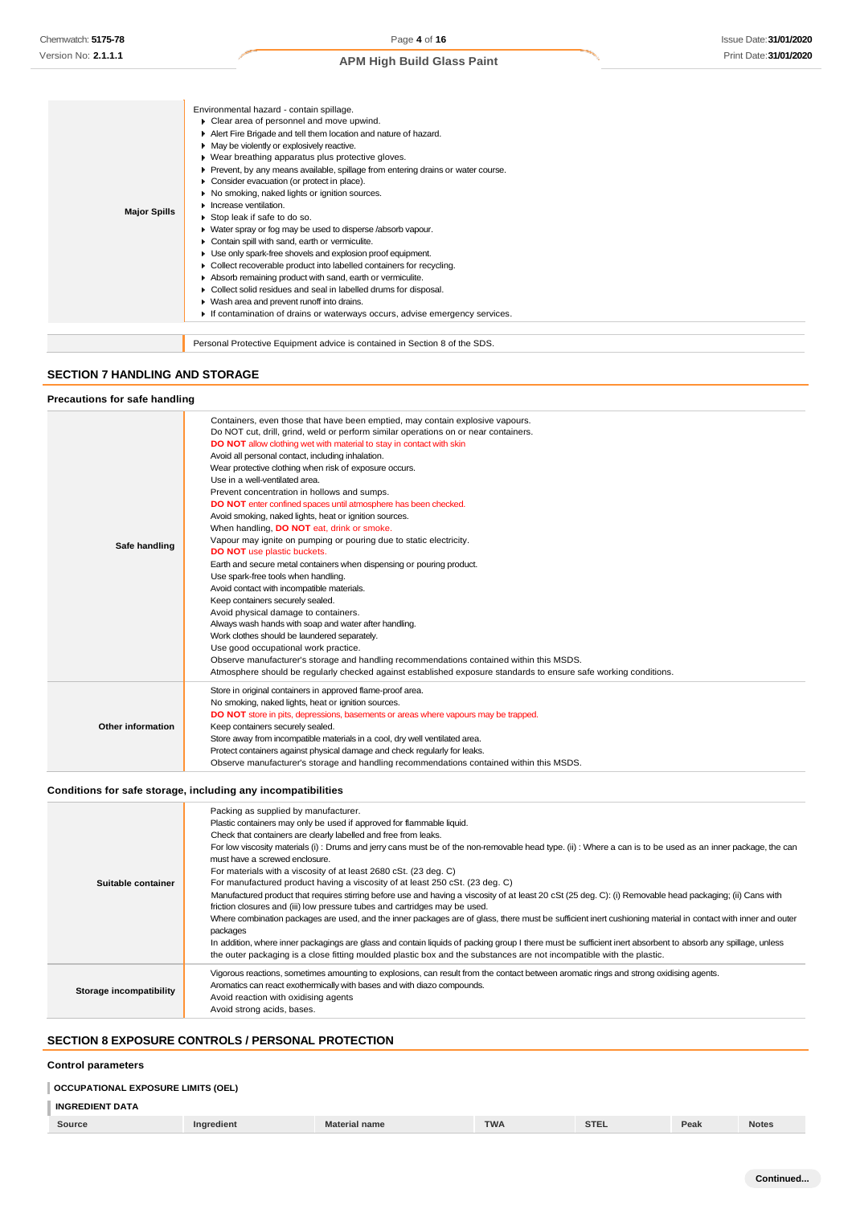| | |
|---|---|
| **Major Spills** | Environmental hazard - contain spillage.<br>▸ Clear area of personnel and move upwind.<br>▸ Alert Fire Brigade and tell them location and nature of hazard.<br>▸ May be violently or explosively reactive.<br>▸ Wear breathing apparatus plus protective gloves.<br>▸ Prevent, by any means available, spillage from entering drains or water course.<br>▸ Consider evacuation (or protect in place).<br>▸ No smoking, naked lights or ignition sources.<br>▸ Increase ventilation.<br>▸ Stop leak if safe to do so.<br>▸ Water spray or fog may be used to disperse /absorb vapour.<br>▸ Contain spill with sand, earth or vermiculite.<br>▸ Use only spark-free shovels and explosion proof equipment.<br>▸ Collect recoverable product into labelled containers for recycling.<br>▸ Absorb remaining product with sand, earth or vermiculite.<br>▸ Collect solid residues and seal in labelled drums for disposal.<br>▸ Wash area and prevent runoff into drains.<br>▸ If contamination of drains or waterways occurs, advise emergency services. |

Personal Protective Equipment advice is contained in Section 8 of the SDS.

## SECTION 7 HANDLING AND STORAGE

### Precautions for safe handling

| | |
|---|---|
| **Safe handling** | Containers, even those that have been emptied, may contain explosive vapours.<br>Do NOT cut, drill, grind, weld or perform similar operations on or near containers.<br>**DO NOT** allow clothing wet with material to stay in contact with skin<br>Avoid all personal contact, including inhalation.<br>Wear protective clothing when risk of exposure occurs.<br>Use in a well-ventilated area.<br>Prevent concentration in hollows and sumps.<br>**DO NOT** enter confined spaces until atmosphere has been checked.<br>Avoid smoking, naked lights, heat or ignition sources.<br>When handling, **DO NOT** eat, drink or smoke.<br>Vapour may ignite on pumping or pouring due to static electricity.<br>**DO NOT** use plastic buckets.<br>Earth and secure metal containers when dispensing or pouring product.<br>Use spark-free tools when handling.<br>Avoid contact with incompatible materials.<br>Keep containers securely sealed.<br>Avoid physical damage to containers.<br>Always wash hands with soap and water after handling.<br>Work clothes should be laundered separately.<br>Use good occupational work practice.<br>Observe manufacturer's storage and handling recommendations contained within this MSDS.<br>Atmosphere should be regularly checked against established exposure standards to ensure safe working conditions. |
| **Other information** | Store in original containers in approved flame-proof area.<br>No smoking, naked lights, heat or ignition sources.<br>**DO NOT** store in pits, depressions, basements or areas where vapours may be trapped.<br>Keep containers securely sealed.<br>Store away from incompatible materials in a cool, dry well ventilated area.<br>Protect containers against physical damage and check regularly for leaks.<br>Observe manufacturer's storage and handling recommendations contained within this MSDS. |

### Conditions for safe storage, including any incompatibilities

| | |
|---|---|
| **Suitable container** | Packing as supplied by manufacturer.<br>Plastic containers may only be used if approved for flammable liquid.<br>Check that containers are clearly labelled and free from leaks.<br>For low viscosity materials (i) : Drums and jerry cans must be of the non-removable head type. (ii) : Where a can is to be used as an inner package, the can must have a screwed enclosure.<br>For materials with a viscosity of at least 2680 cSt. (23 deg. C)<br>For manufactured product having a viscosity of at least 250 cSt. (23 deg. C)<br>Manufactured product that requires stirring before use and having a viscosity of at least 20 cSt (25 deg. C): (i) Removable head packaging; (ii) Cans with friction closures and (iii) low pressure tubes and cartridges may be used.<br>Where combination packages are used, and the inner packages are of glass, there must be sufficient inert cushioning material in contact with inner and outer packages<br>In addition, where inner packagings are glass and contain liquids of packing group I there must be sufficient inert absorbent to absorb any spillage, unless the outer packaging is a close fitting moulded plastic box and the substances are not incompatible with the plastic. |
| **Storage incompatibility** | Vigorous reactions, sometimes amounting to explosions, can result from the contact between aromatic rings and strong oxidising agents.<br>Aromatics can react exothermically with bases and with diazo compounds.<br>Avoid reaction with oxidising agents<br>Avoid strong acids, bases. |

## SECTION 8 EXPOSURE CONTROLS / PERSONAL PROTECTION

### Control parameters

**OCCUPATIONAL EXPOSURE LIMITS (OEL)**

**INGREDIENT DATA**

| Source | Ingredient | Material name | TWA | STEL | Peak | Notes |
|---|---|---|---|---|---|---|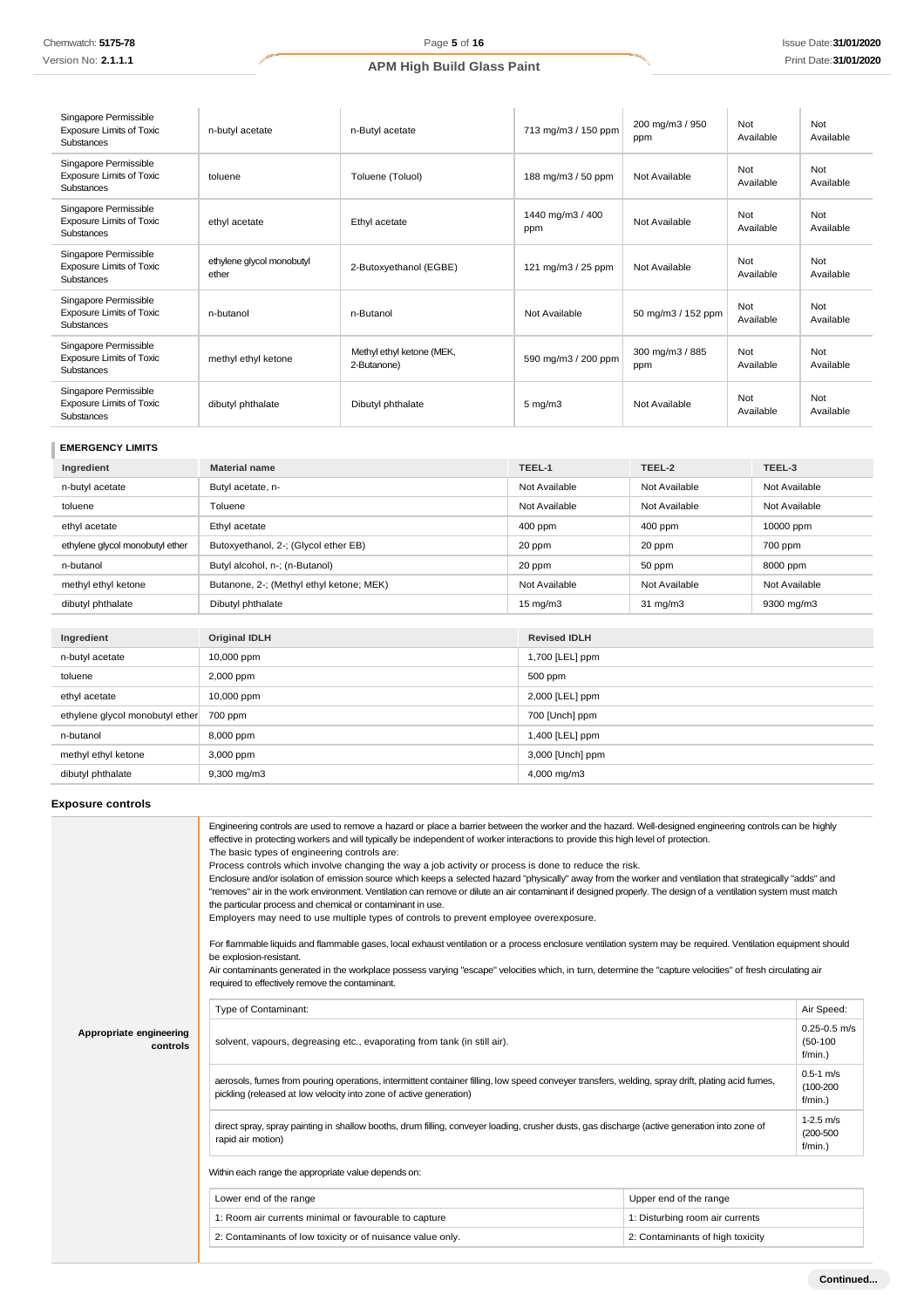| | | | | | | |
|---|---|---|---|---|---|---|
| Singapore Permissible Exposure Limits of Toxic Substances | n-butyl acetate | n-Butyl acetate | 713 mg/m3 / 150 ppm | 200 mg/m3 / 950 ppm | Not Available | Not Available |
| Singapore Permissible Exposure Limits of Toxic Substances | toluene | Toluene (Toluol) | 188 mg/m3 / 50 ppm | Not Available | Not Available | Not Available |
| Singapore Permissible Exposure Limits of Toxic Substances | ethyl acetate | Ethyl acetate | 1440 mg/m3 / 400 ppm | Not Available | Not Available | Not Available |
| Singapore Permissible Exposure Limits of Toxic Substances | ethylene glycol monobutyl ether | 2-Butoxyethanol (EGBE) | 121 mg/m3 / 25 ppm | Not Available | Not Available | Not Available |
| Singapore Permissible Exposure Limits of Toxic Substances | n-butanol | n-Butanol | Not Available | 50 mg/m3 / 152 ppm | Not Available | Not Available |
| Singapore Permissible Exposure Limits of Toxic Substances | methyl ethyl ketone | Methyl ethyl ketone (MEK, 2-Butanone) | 590 mg/m3 / 200 ppm | 300 mg/m3 / 885 ppm | Not Available | Not Available |
| Singapore Permissible Exposure Limits of Toxic Substances | dibutyl phthalate | Dibutyl phthalate | 5 mg/m3 | Not Available | Not Available | Not Available |

### EMERGENCY LIMITS

| Ingredient | Material name | TEEL-1 | TEEL-2 | TEEL-3 |
|---|---|---|---|---|
| n-butyl acetate | Butyl acetate, n- | Not Available | Not Available | Not Available |
| toluene | Toluene | Not Available | Not Available | Not Available |
| ethyl acetate | Ethyl acetate | 400 ppm | 400 ppm | 10000 ppm |
| ethylene glycol monobutyl ether | Butoxyethanol, 2-; (Glycol ether EB) | 20 ppm | 20 ppm | 700 ppm |
| n-butanol | Butyl alcohol, n-; (n-Butanol) | 20 ppm | 50 ppm | 8000 ppm |
| methyl ethyl ketone | Butanone, 2-; (Methyl ethyl ketone; MEK) | Not Available | Not Available | Not Available |
| dibutyl phthalate | Dibutyl phthalate | 15 mg/m3 | 31 mg/m3 | 9300 mg/m3 |

| Ingredient | Original IDLH | Revised IDLH |
|---|---|---|
| n-butyl acetate | 10,000 ppm | 1,700 [LEL] ppm |
| toluene | 2,000 ppm | 500 ppm |
| ethyl acetate | 10,000 ppm | 2,000 [LEL] ppm |
| ethylene glycol monobutyl ether | 700 ppm | 700 [Unch] ppm |
| n-butanol | 8,000 ppm | 1,400 [LEL] ppm |
| methyl ethyl ketone | 3,000 ppm | 3,000 [Unch] ppm |
| dibutyl phthalate | 9,300 mg/m3 | 4,000 mg/m3 |

### Exposure controls

**Appropriate engineering controls**

Engineering controls are used to remove a hazard or place a barrier between the worker and the hazard. Well-designed engineering controls can be highly effective in protecting workers and will typically be independent of worker interactions to provide this high level of protection.
The basic types of engineering controls are:
Process controls which involve changing the way a job activity or process is done to reduce the risk.
Enclosure and/or isolation of emission source which keeps a selected hazard "physically" away from the worker and ventilation that strategically "adds" and "removes" air in the work environment. Ventilation can remove or dilute an air contaminant if designed properly. The design of a ventilation system must match the particular process and chemical or contaminant in use.
Employers may need to use multiple types of controls to prevent employee overexposure.

For flammable liquids and flammable gases, local exhaust ventilation or a process enclosure ventilation system may be required. Ventilation equipment should be explosion-resistant.
Air contaminants generated in the workplace possess varying "escape" velocities which, in turn, determine the "capture velocities" of fresh circulating air required to effectively remove the contaminant.

| Type of Contaminant: | Air Speed: |
|---|---|
| solvent, vapours, degreasing etc., evaporating from tank (in still air). | 0.25-0.5 m/s (50-100 f/min.) |
| aerosols, fumes from pouring operations, intermittent container filling, low speed conveyer transfers, welding, spray drift, plating acid fumes, pickling (released at low velocity into zone of active generation) | 0.5-1 m/s (100-200 f/min.) |
| direct spray, spray painting in shallow booths, drum filling, conveyer loading, crusher dusts, gas discharge (active generation into zone of rapid air motion) | 1-2.5 m/s (200-500 f/min.) |

Within each range the appropriate value depends on:

| Lower end of the range | Upper end of the range |
|---|---|
| 1: Room air currents minimal or favourable to capture | 1: Disturbing room air currents |
| 2: Contaminants of low toxicity or of nuisance value only. | 2: Contaminants of high toxicity |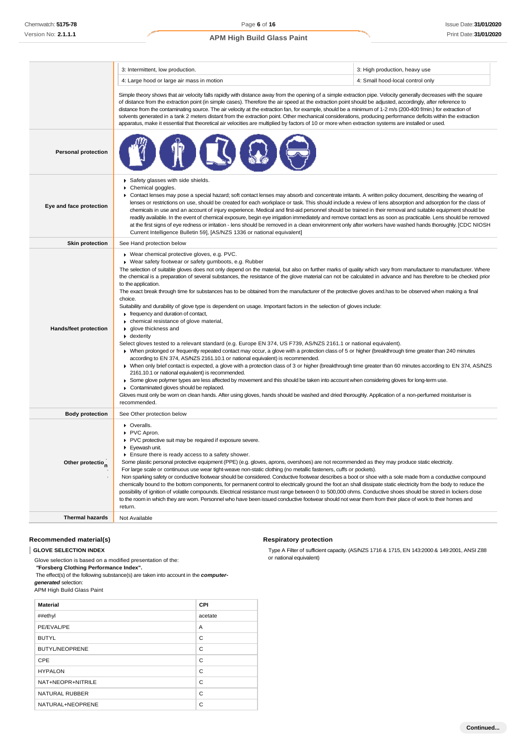| | | |
|---|---|---|
| | 3: Intermittent, low production. | 3: High production, heavy use |
| | 4: Large hood or large air mass in motion | 4: Small hood-local control only |
| | Simple theory shows that air velocity falls rapidly with distance away from the opening of a simple extraction pipe. Velocity generally decreases with the square of distance from the extraction point (in simple cases). Therefore the air speed at the extraction point should be adjusted, accordingly, after reference to distance from the contaminating source. The air velocity at the extraction fan, for example, should be a minimum of 1-2 m/s (200-400 f/min.) for extraction of solvents generated in a tank 2 meters distant from the extraction point. Other mechanical considerations, producing performance deficits within the extraction apparatus, make it essential that theoretical air velocities are multiplied by factors of 10 or more when extraction systems are installed or used. | |

| | |
|---|---|
| **Personal protection** | |
| **Eye and face protection** | ▸ Safety glasses with side shields.<br>▸ Chemical goggles.<br>▸ Contact lenses may pose a special hazard; soft contact lenses may absorb and concentrate irritants. A written policy document, describing the wearing of lenses or restrictions on use, should be created for each workplace or task. This should include a review of lens absorption and adsorption for the class of chemicals in use and an account of injury experience. Medical and first-aid personnel should be trained in their removal and suitable equipment should be readily available. In the event of chemical exposure, begin eye irrigation immediately and remove contact lens as soon as practicable. Lens should be removed at the first signs of eye redness or irritation - lens should be removed in a clean environment only after workers have washed hands thoroughly. [CDC NIOSH Current Intelligence Bulletin 59], [AS/NZS 1336 or national equivalent] |
| **Skin protection** | See Hand protection below |
| **Hands/feet protection** | ▸ Wear chemical protective gloves, e.g. PVC.<br>▸ Wear safety footwear or safety gumboots, e.g. Rubber<br>The selection of suitable gloves does not only depend on the material, but also on further marks of quality which vary from manufacturer to manufacturer. Where the chemical is a preparation of several substances, the resistance of the glove material can not be calculated in advance and has therefore to be checked prior to the application.<br>The exact break through time for substances has to be obtained from the manufacturer of the protective gloves and.has to be observed when making a final choice.<br>Suitability and durability of glove type is dependent on usage. Important factors in the selection of gloves include:<br>▸ frequency and duration of contact,<br>▸ chemical resistance of glove material,<br>▸ glove thickness and<br>▸ dexterity<br>Select gloves tested to a relevant standard (e.g. Europe EN 374, US F739, AS/NZS 2161.1 or national equivalent).<br>▸ When prolonged or frequently repeated contact may occur, a glove with a protection class of 5 or higher (breakthrough time greater than 240 minutes according to EN 374, AS/NZS 2161.10.1 or national equivalent) is recommended.<br>▸ When only brief contact is expected, a glove with a protection class of 3 or higher (breakthrough time greater than 60 minutes according to EN 374, AS/NZS 2161.10.1 or national equivalent) is recommended.<br>▸ Some glove polymer types are less affected by movement and this should be taken into account when considering gloves for long-term use.<br>▸ Contaminated gloves should be replaced.<br>Gloves must only be worn on clean hands. After using gloves, hands should be washed and dried thoroughly. Application of a non-perfumed moisturiser is recommended. |
| **Body protection** | See Other protection below |
| **Other protection** | ▸ Overalls.<br>▸ PVC Apron.<br>▸ PVC protective suit may be required if exposure severe.<br>▸ Eyewash unit.<br>▸ Ensure there is ready access to a safety shower.<br>Some plastic personal protective equipment (PPE) (e.g. gloves, aprons, overshoes) are not recommended as they may produce static electricity.<br>For large scale or continuous use wear tight-weave non-static clothing (no metallic fasteners, cuffs or pockets).<br>Non sparking safety or conductive footwear should be considered. Conductive footwear describes a boot or shoe with a sole made from a conductive compound chemically bound to the bottom components, for permanent control to electrically ground the foot an shall dissipate static electricity from the body to reduce the possibility of ignition of volatile compounds. Electrical resistance must range between 0 to 500,000 ohms. Conductive shoes should be stored in lockers close to the room in which they are worn. Personnel who have been issued conductive footwear should not wear them from their place of work to their homes and return. |
| **Thermal hazards** | Not Available |

### Recommended material(s)

**GLOVE SELECTION INDEX**

Glove selection is based on a modified presentation of the:

***"Forsberg Clothing Performance Index".***

The effect(s) of the following substance(s) are taken into account in the ***computer-generated*** selection:

APM High Build Glass Paint

| Material | CPI |
|---|---|
| ##ethyl | acetate |
| PE/EVAL/PE | A |
| BUTYL | C |
| BUTYL/NEOPRENE | C |
| CPE | C |
| HYPALON | C |
| NAT+NEOPR+NITRILE | C |
| NATURAL RUBBER | C |
| NATURAL+NEOPRENE | C |

### Respiratory protection

Type A Filter of sufficient capacity. (AS/NZS 1716 & 1715, EN 143:2000 & 149:2001, ANSI Z88 or national equivalent)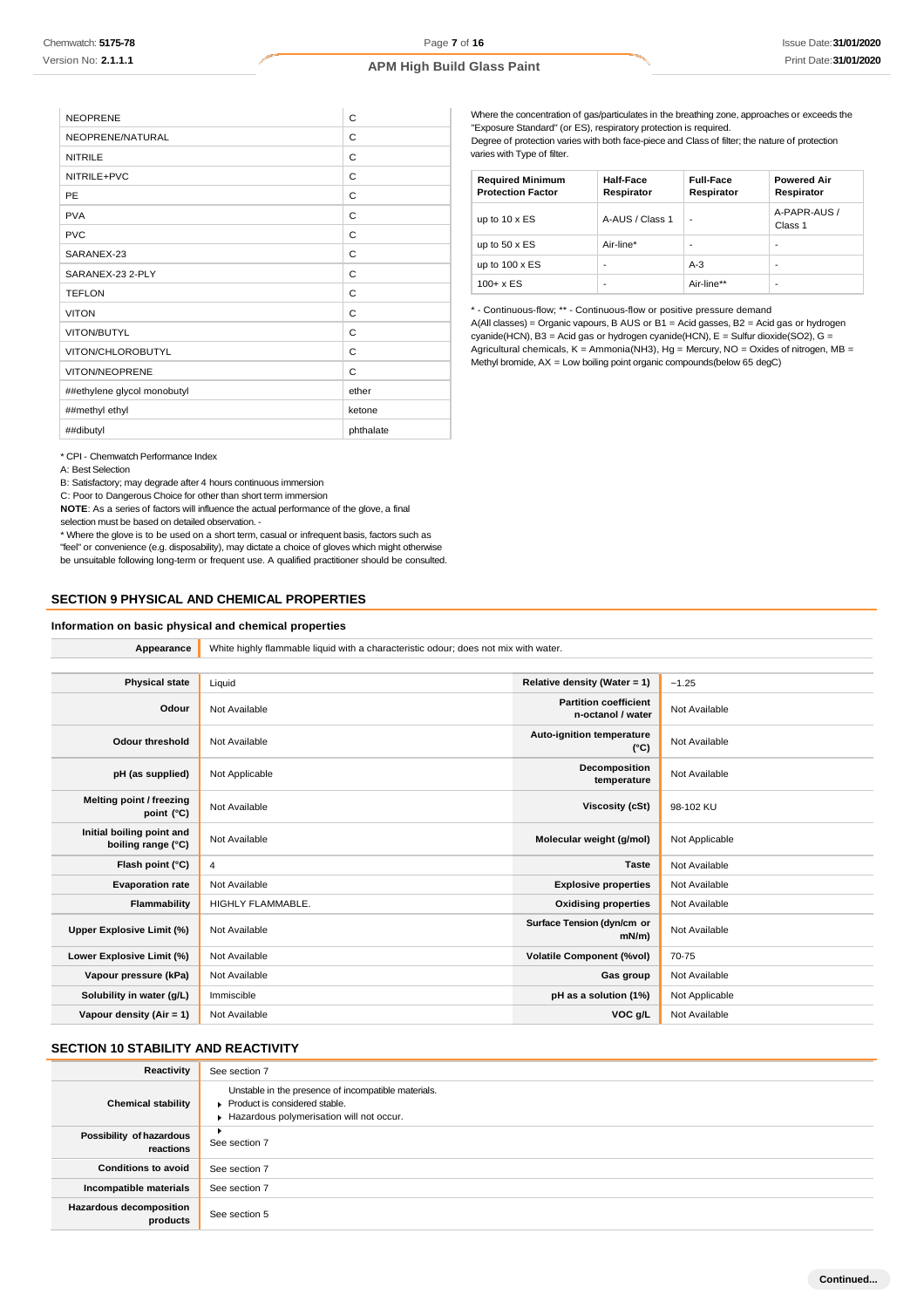| | |
|---|---|
| NEOPRENE | C |
| NEOPRENE/NATURAL | C |
| NITRILE | C |
| NITRILE+PVC | C |
| PE | C |
| PVA | C |
| PVC | C |
| SARANEX-23 | C |
| SARANEX-23 2-PLY | C |
| TEFLON | C |
| VITON | C |
| VITON/BUTYL | C |
| VITON/CHLOROBUTYL | C |
| VITON/NEOPRENE | C |
| ##ethylene glycol monobutyl | ether |
| ##methyl ethyl | ketone |
| ##dibutyl | phthalate |

* CPI - Chemwatch Performance Index

A: Best Selection

B: Satisfactory; may degrade after 4 hours continuous immersion

C: Poor to Dangerous Choice for other than short term immersion

**NOTE**: As a series of factors will influence the actual performance of the glove, a final selection must be based on detailed observation. -

* Where the glove is to be used on a short term, casual or infrequent basis, factors such as "feel" or convenience (e.g. disposability), may dictate a choice of gloves which might otherwise be unsuitable following long-term or frequent use. A qualified practitioner should be consulted.

Where the concentration of gas/particulates in the breathing zone, approaches or exceeds the "Exposure Standard" (or ES), respiratory protection is required.

Degree of protection varies with both face-piece and Class of filter; the nature of protection varies with Type of filter.

| Required Minimum Protection Factor | Half-Face Respirator | Full-Face Respirator | Powered Air Respirator |
|---|---|---|---|
| up to 10 x ES | A-AUS / Class 1 | - | A-PAPR-AUS / Class 1 |
| up to 50 x ES | Air-line* | - | - |
| up to 100 x ES | - | A-3 | - |
| 100+ x ES | - | Air-line** | - |

* - Continuous-flow; ** - Continuous-flow or positive pressure demand

A(All classes) = Organic vapours, B AUS or B1 = Acid gasses, B2 = Acid gas or hydrogen cyanide(HCN), B3 = Acid gas or hydrogen cyanide(HCN), E = Sulfur dioxide($SO_2$), G = Agricultural chemicals, K = Ammonia($NH_3$), Hg = Mercury, NO = Oxides of nitrogen, MB = Methyl bromide, AX = Low boiling point organic compounds(below 65 degC)

## SECTION 9 PHYSICAL AND CHEMICAL PROPERTIES

### Information on basic physical and chemical properties

| | |
|---|---|
| **Appearance** | White highly flammable liquid with a characteristic odour; does not mix with water. |

| | | | |
|---|---|---|---|
| **Physical state** | Liquid | **Relative density (Water = 1)** | ~1.25 |
| **Odour** | Not Available | **Partition coefficient n-octanol / water** | Not Available |
| **Odour threshold** | Not Available | **Auto-ignition temperature (°C)** | Not Available |
| **pH (as supplied)** | Not Applicable | **Decomposition temperature** | Not Available |
| **Melting point / freezing point (°C)** | Not Available | **Viscosity (cSt)** | 98-102 KU |
| **Initial boiling point and boiling range (°C)** | Not Available | **Molecular weight (g/mol)** | Not Applicable |
| **Flash point (°C)** | 4 | **Taste** | Not Available |
| **Evaporation rate** | Not Available | **Explosive properties** | Not Available |
| **Flammability** | HIGHLY FLAMMABLE. | **Oxidising properties** | Not Available |
| **Upper Explosive Limit (%)** | Not Available | **Surface Tension (dyn/cm or mN/m)** | Not Available |
| **Lower Explosive Limit (%)** | Not Available | **Volatile Component (%vol)** | 70-75 |
| **Vapour pressure (kPa)** | Not Available | **Gas group** | Not Available |
| **Solubility in water (g/L)** | Immiscible | **pH as a solution (1%)** | Not Applicable |
| **Vapour density (Air = 1)** | Not Available | **VOC g/L** | Not Available |

## SECTION 10 STABILITY AND REACTIVITY

| | |
|---|---|
| **Reactivity** | See section 7 |
| **Chemical stability** | Unstable in the presence of incompatible materials.<br>▸ Product is considered stable.<br>▸ Hazardous polymerisation will not occur. |
| **Possibility of hazardous reactions** | ▸<br>See section 7 |
| **Conditions to avoid** | See section 7 |
| **Incompatible materials** | See section 7 |
| **Hazardous decomposition products** | See section 5 |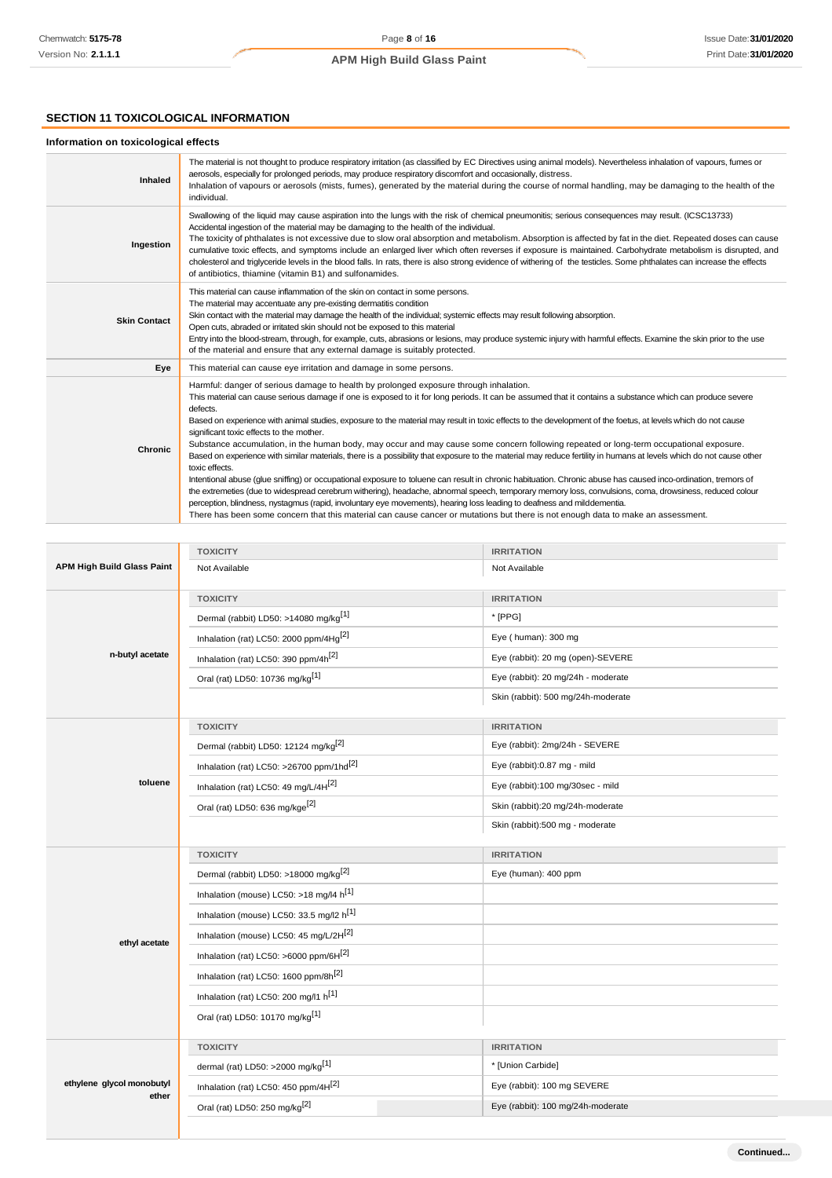## SECTION 11 TOXICOLOGICAL INFORMATION

### Information on toxicological effects

| | |
|---|---|
| **Inhaled** | The material is not thought to produce respiratory irritation (as classified by EC Directives using animal models). Nevertheless inhalation of vapours, fumes or aerosols, especially for prolonged periods, may produce respiratory discomfort and occasionally, distress.<br>Inhalation of vapours or aerosols (mists, fumes), generated by the material during the course of normal handling, may be damaging to the health of the individual. |
| **Ingestion** | Swallowing of the liquid may cause aspiration into the lungs with the risk of chemical pneumonitis; serious consequences may result. (ICSC13733)<br>Accidental ingestion of the material may be damaging to the health of the individual.<br>The toxicity of phthalates is not excessive due to slow oral absorption and metabolism. Absorption is affected by fat in the diet. Repeated doses can cause cumulative toxic effects, and symptoms include an enlarged liver which often reverses if exposure is maintained. Carbohydrate metabolism is disrupted, and cholesterol and triglyceride levels in the blood falls. In rats, there is also strong evidence of withering of the testicles. Some phthalates can increase the effects of antibiotics, thiamine (vitamin B1) and sulfonamides. |
| **Skin Contact** | This material can cause inflammation of the skin on contact in some persons.<br>The material may accentuate any pre-existing dermatitis condition<br>Skin contact with the material may damage the health of the individual; systemic effects may result following absorption.<br>Open cuts, abraded or irritated skin should not be exposed to this material<br>Entry into the blood-stream, through, for example, cuts, abrasions or lesions, may produce systemic injury with harmful effects. Examine the skin prior to the use of the material and ensure that any external damage is suitably protected. |
| **Eye** | This material can cause eye irritation and damage in some persons. |
| **Chronic** | Harmful: danger of serious damage to health by prolonged exposure through inhalation.<br>This material can cause serious damage if one is exposed to it for long periods. It can be assumed that it contains a substance which can produce severe defects.<br>Based on experience with animal studies, exposure to the material may result in toxic effects to the development of the foetus, at levels which do not cause significant toxic effects to the mother.<br>Substance accumulation, in the human body, may occur and may cause some concern following repeated or long-term occupational exposure.<br>Based on experience with similar materials, there is a possibility that exposure to the material may reduce fertility in humans at levels which do not cause other toxic effects.<br>Intentional abuse (glue sniffing) or occupational exposure to toluene can result in chronic habituation. Chronic abuse has caused inco-ordination, tremors of the extremeties (due to widespread cerebrum withering), headache, abnormal speech, temporary memory loss, convulsions, coma, drowsiness, reduced colour perception, blindness, nystagmus (rapid, involuntary eye movements), hearing loss leading to deafness and milddementia.<br>There has been some concern that this material can cause cancer or mutations but there is not enough data to make an assessment. |

| | TOXICITY | IRRITATION |
|---|---|---|
| **APM High Build Glass Paint** | Not Available | Not Available |
| **n-butyl acetate** | **TOXICITY** | **IRRITATION** |
| | Dermal (rabbit) LD50: >14080 mg/kg[1] | * [PPG] |
| | Inhalation (rat) LC50: 2000 ppm/4Hg[2] | Eye ( human): 300 mg |
| | Inhalation (rat) LC50: 390 ppm/4h[2] | Eye (rabbit): 20 mg (open)-SEVERE |
| | Oral (rat) LD50: 10736 mg/kg[1] | Eye (rabbit): 20 mg/24h - moderate |
| | | Skin (rabbit): 500 mg/24h-moderate |
| **toluene** | **TOXICITY** | **IRRITATION** |
| | Dermal (rabbit) LD50: 12124 mg/kg[2] | Eye (rabbit): 2mg/24h - SEVERE |
| | Inhalation (rat) LC50: >26700 ppm/1hd[2] | Eye (rabbit):0.87 mg - mild |
| | Inhalation (rat) LC50: 49 mg/L/4H[2] | Eye (rabbit):100 mg/30sec - mild |
| | Oral (rat) LD50: 636 mg/kge[2] | Skin (rabbit):20 mg/24h-moderate |
| | | Skin (rabbit):500 mg - moderate |
| **ethyl acetate** | **TOXICITY** | **IRRITATION** |
| | Dermal (rabbit) LD50: >18000 mg/kg[2] | Eye (human): 400 ppm |
| | Inhalation (mouse) LC50: >18 mg/l4 h[1] | |
| | Inhalation (mouse) LC50: 33.5 mg/l2 h[1] | |
| | Inhalation (mouse) LC50: 45 mg/L/2H[2] | |
| | Inhalation (rat) LC50: >6000 ppm/6H[2] | |
| | Inhalation (rat) LC50: 1600 ppm/8h[2] | |
| | Inhalation (rat) LC50: 200 mg/l1 h[1] | |
| | Oral (rat) LD50: 10170 mg/kg[1] | |
| **ethylene glycol monobutyl ether** | **TOXICITY** | **IRRITATION** |
| | dermal (rat) LD50: >2000 mg/kg[1] | * [Union Carbide] |
| | Inhalation (rat) LC50: 450 ppm/4H[2] | Eye (rabbit): 100 mg SEVERE |
| | Oral (rat) LD50: 250 mg/kg[2] | Eye (rabbit): 100 mg/24h-moderate |

Continued...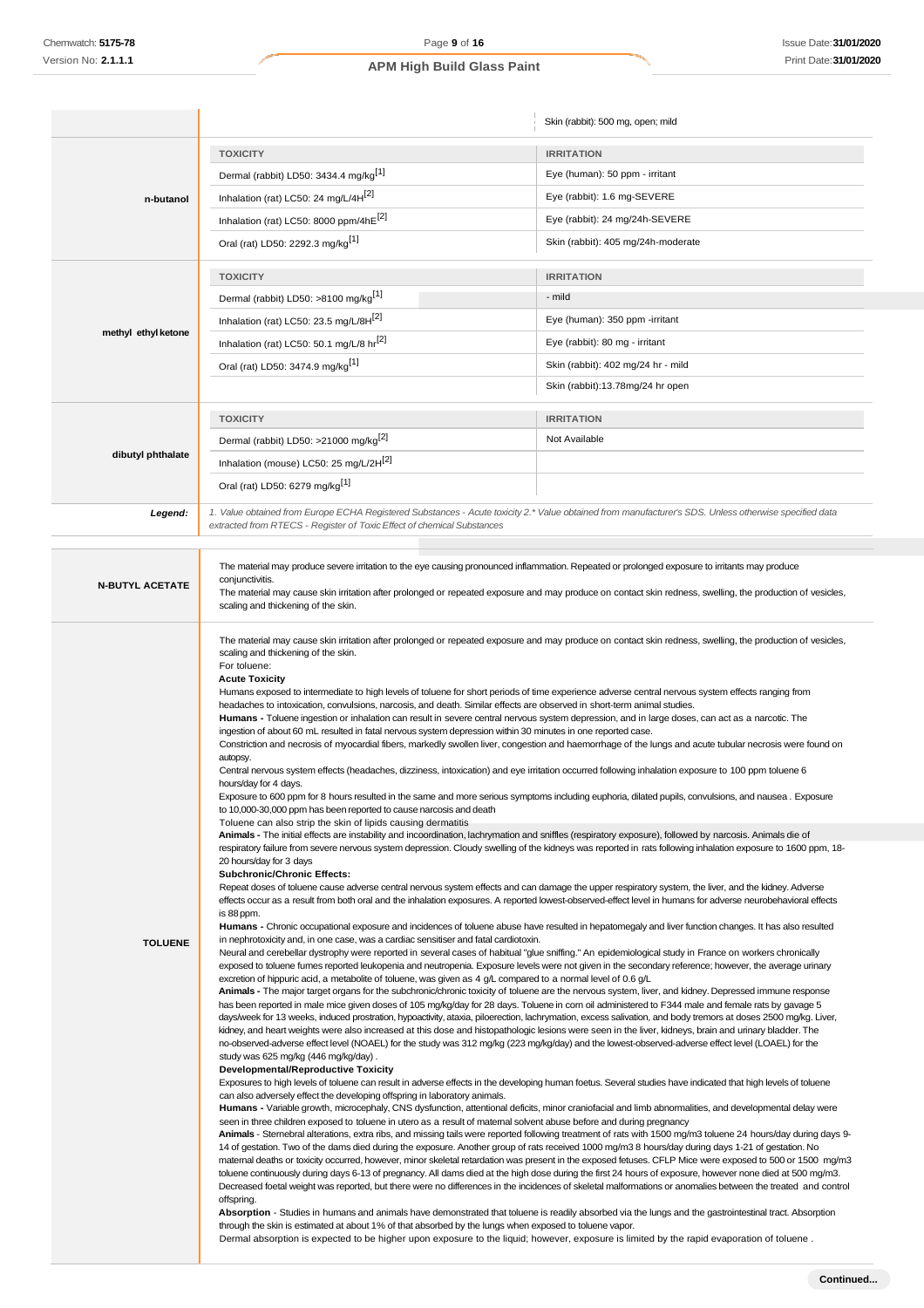| | | |
|---|---|---|
| | | Skin (rabbit): 500 mg, open; mild |
| **n-butanol** | **TOXICITY** | **IRRITATION** |
| | Dermal (rabbit) LD50: 3434.4 mg/kg[1] | Eye (human): 50 ppm - irritant |
| | Inhalation (rat) LC50: 24 mg/L/4H[2] | Eye (rabbit): 1.6 mg-SEVERE |
| | Inhalation (rat) LC50: 8000 ppm/4hE[2] | Eye (rabbit): 24 mg/24h-SEVERE |
| | Oral (rat) LD50: 2292.3 mg/kg[1] | Skin (rabbit): 405 mg/24h-moderate |
| **methyl ethyl ketone** | **TOXICITY** | **IRRITATION** |
| | Dermal (rabbit) LD50: >8100 mg/kg[1] | - mild |
| | Inhalation (rat) LC50: 23.5 mg/L/8H[2] | Eye (human): 350 ppm -irritant |
| | Inhalation (rat) LC50: 50.1 mg/L/8 hr[2] | Eye (rabbit): 80 mg - irritant |
| | Oral (rat) LD50: 3474.9 mg/kg[1] | Skin (rabbit): 402 mg/24 hr - mild |
| | | Skin (rabbit):13.78mg/24 hr open |
| **dibutyl phthalate** | **TOXICITY** | **IRRITATION** |
| | Dermal (rabbit) LD50: >21000 mg/kg[2] | Not Available |
| | Inhalation (mouse) LC50: 25 mg/L/2H[2] | |
| | Oral (rat) LD50: 6279 mg/kg[1] | |
| ***Legend:*** | *1. Value obtained from Europe ECHA Registered Substances - Acute toxicity 2.* Value obtained from manufacturer's SDS. Unless otherwise specified data extracted from RTECS - Register of Toxic Effect of chemical Substances* | |

| | |
|---|---|
| **N-BUTYL ACETATE** | The material may produce severe irritation to the eye causing pronounced inflammation. Repeated or prolonged exposure to irritants may produce conjunctivitis.<br>The material may cause skin irritation after prolonged or repeated exposure and may produce on contact skin redness, swelling, the production of vesicles, scaling and thickening of the skin. |
| **TOLUENE** | The material may cause skin irritation after prolonged or repeated exposure and may produce on contact skin redness, swelling, the production of vesicles, scaling and thickening of the skin.<br>For toluene:<br>**Acute Toxicity**<br>Humans exposed to intermediate to high levels of toluene for short periods of time experience adverse central nervous system effects ranging from headaches to intoxication, convulsions, narcosis, and death. Similar effects are observed in short-term animal studies.<br>**Humans -** Toluene ingestion or inhalation can result in severe central nervous system depression, and in large doses, can act as a narcotic. The ingestion of about 60 mL resulted in fatal nervous system depression within 30 minutes in one reported case.<br>Constriction and necrosis of myocardial fibers, markedly swollen liver, congestion and haemorrhage of the lungs and acute tubular necrosis were found on autopsy.<br>Central nervous system effects (headaches, dizziness, intoxication) and eye irritation occurred following inhalation exposure to 100 ppm toluene 6 hours/day for 4 days.<br>Exposure to 600 ppm for 8 hours resulted in the same and more serious symptoms including euphoria, dilated pupils, convulsions, and nausea . Exposure to 10,000-30,000 ppm has been reported to cause narcosis and death<br>Toluene can also strip the skin of lipids causing dermatitis<br>**Animals -** The initial effects are instability and incoordination, lachrymation and sniffles (respiratory exposure), followed by narcosis. Animals die of respiratory failure from severe nervous system depression. Cloudy swelling of the kidneys was reported in rats following inhalation exposure to 1600 ppm, 18-20 hours/day for 3 days<br>**Subchronic/Chronic Effects:**<br>Repeat doses of toluene cause adverse central nervous system effects and can damage the upper respiratory system, the liver, and the kidney. Adverse effects occur as a result from both oral and the inhalation exposures. A reported lowest-observed-effect level in humans for adverse neurobehavioral effects is 88 ppm.<br>**Humans -** Chronic occupational exposure and incidences of toluene abuse have resulted in hepatomegaly and liver function changes. It has also resulted in nephrotoxicity and, in one case, was a cardiac sensitiser and fatal cardiotoxin.<br>Neural and cerebellar dystrophy were reported in several cases of habitual "glue sniffing." An epidemiological study in France on workers chronically exposed to toluene fumes reported leukopenia and neutropenia. Exposure levels were not given in the secondary reference; however, the average urinary excretion of hippuric acid, a metabolite of toluene, was given as 4 g/L compared to a normal level of 0.6 g/L<br>**Animals -** The major target organs for the subchronic/chronic toxicity of toluene are the nervous system, liver, and kidney. Depressed immune response has been reported in male mice given doses of 105 mg/kg/day for 28 days. Toluene in corn oil administered to F344 male and female rats by gavage 5 days/week for 13 weeks, induced prostration, hypoactivity, ataxia, piloerection, lachrymation, excess salivation, and body tremors at doses 2500 mg/kg. Liver, kidney, and heart weights were also increased at this dose and histopathologic lesions were seen in the liver, kidneys, brain and urinary bladder. The no-observed-adverse effect level (NOAEL) for the study was 312 mg/kg (223 mg/kg/day) and the lowest-observed-adverse effect level (LOAEL) for the study was 625 mg/kg (446 mg/kg/day) .<br>**Developmental/Reproductive Toxicity**<br>Exposures to high levels of toluene can result in adverse effects in the developing human foetus. Several studies have indicated that high levels of toluene can also adversely effect the developing offspring in laboratory animals.<br>**Humans -** Variable growth, microcephaly, CNS dysfunction, attentional deficits, minor craniofacial and limb abnormalities, and developmental delay were seen in three children exposed to toluene in utero as a result of maternal solvent abuse before and during pregnancy<br>**Animals** - Sternebral alterations, extra ribs, and missing tails were reported following treatment of rats with 1500 mg/m3 toluene 24 hours/day during days 9-14 of gestation. Two of the dams died during the exposure. Another group of rats received 1000 mg/m3 8 hours/day during days 1-21 of gestation. No maternal deaths or toxicity occurred, however, minor skeletal retardation was present in the exposed fetuses. CFLP Mice were exposed to 500 or 1500 mg/m3 toluene continuously during days 6-13 of pregnancy. All dams died at the high dose during the first 24 hours of exposure, however none died at 500 mg/m3. Decreased foetal weight was reported, but there were no differences in the incidences of skeletal malformations or anomalies between the treated and control offspring.<br>**Absorption** - Studies in humans and animals have demonstrated that toluene is readily absorbed via the lungs and the gastrointestinal tract. Absorption through the skin is estimated at about 1% of that absorbed by the lungs when exposed to toluene vapor.<br>Dermal absorption is expected to be higher upon exposure to the liquid; however, exposure is limited by the rapid evaporation of toluene . |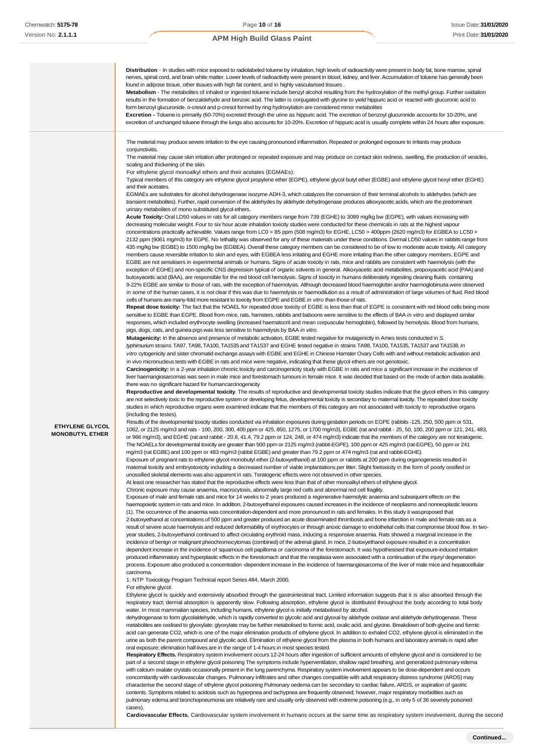| | |
|---|---|
| | **Distribution** - In studies with mice exposed to radiolabeled toluene by inhalation, high levels of radioactivity were present in body fat, bone marrow, spinal nerves, spinal cord, and brain white matter. Lower levels of radioactivity were present in blood, kidney, and liver. Accumulation of toluene has generally been found in adipose tissue, other tissues with high fat content, and in highly vascularised tissues .<br>**Metabolism** - The metabolites of inhaled or ingested toluene include benzyl alcohol resulting from the hydroxylation of the methyl group. Further oxidation results in the formation of benzaldehyde and benzoic acid. The latter is conjugated with glycine to yield hippuric acid or reacted with glucuronic acid to form benzoyl glucuronide. o-cresol and p-cresol formed by ring hydroxylation are considered minor metabolites<br>**Excretion -** Toluene is primarily (60-70%) excreted through the urine as hippuric acid. The excretion of benzoyl glucuronide accounts for 10-20%, and excretion of unchanged toluene through the lungs also accounts for 10-20%. Excretion of hippuric acid is usually complete within 24 hours after exposure. |
| **ETHYLENE GLYCOL MONOBUTYL ETHER** | The material may produce severe irritation to the eye causing pronounced inflammation. Repeated or prolonged exposure to irritants may produce conjunctivitis.<br>The material may cause skin irritation after prolonged or repeated exposure and may produce on contact skin redness, swelling, the production of vesicles, scaling and thickening of the skin.<br>For ethylene glycol monoalkyl ethers and their acetates (EGMAEs):<br>Typical members of this category are ethylene glycol propylene ether (EGPE), ethylene glycol butyl ether (EGBE) and ethylene glycol hexyl ether (EGHE) and their acetates.<br>EGMAEs are substrates for alcohol dehydrogenase isozyme ADH-3, which catalyzes the conversion of their terminal alcohols to aldehydes (which are transient metabolites). Further, rapid conversion of the aldehydes by aldehyde dehydrogenase produces alkoxyacetic acids, which are the predominant urinary metabolites of mono substituted glycol ethers.<br>**Acute Toxicity:** Oral LD50 values in rats for all category members range from 739 (EGHE) to 3089 mg/kg bw (EGPE), with values increasing with decreasing molecular weight. Four to six hour acute inhalation toxicity studies were conducted for these chemicals in rats at the highest vapour concentrations practically achievable. Values range from LC0 > 85 ppm (508 mg/m3) for EGHE, LC50 > 400ppm (2620 mg/m3) for EGBEA to LC50 > 2132 ppm (9061 mg/m3) for EGPE. No lethality was observed for any of these materials under these conditions. Dermal LD50 values in rabbits range from 435 mg/kg bw (EGBE) to 1500 mg/kg bw (EGBEA). Overall these category members can be considered to be of low to moderate acute toxicity. All category members cause reversible irritation to skin and eyes, with EGBEA less irritating and EGHE more irritating than the other category members. EGPE and EGBE are not sensitisers in experimental animals or humans. Signs of acute toxicity in rats, mice and rabbits are consistent with haemolysis (with the exception of EGHE) and non-specific CNS depression typical of organic solvents in general. Alkoxyacetic acid metabolites, propoxyacetic acid (PAA) and butoxyacetic acid (BAA), are responsible for the red blood cell hemolysis. Signs of toxicity in humans deliberately ingesting cleaning fluids containing 9-22% EGBE are similar to those of rats, with the exception of haemolysis. Although decreased blood haemoglobin and/or haemoglobinuria were observed in some of the human cases, it is not clear if this was due to haemolysis or haemodilution as a result of administration of large volumes of fluid. Red blood cells of humans are many-fold more resistant to toxicity from EGPE and EGBE *in vitro* than those of rats.<br>**Repeat dose toxicity:** The fact that the NOAEL for repeated dose toxicity of EGBE is less than that of EGPE is consistent with red blood cells being more sensitive to EGBE than EGPE. Blood from mice, rats, hamsters, rabbits and baboons were sensitive to the effects of BAA *in vitro* and displayed similar responses, which included erythrocyte swelling (increased haematocrit and mean corpuscular hemoglobin), followed by hemolysis. Blood from humans, pigs, dogs, cats, and guinea pigs was less sensitive to haemolysis by BAA *in vitro*.<br>**Mutagenicity:** In the absence and presence of metabolic activation, EGBE tested negative for mutagenicity in Ames tests conducted in *S. typhimurium* strains TA97, TA98, TA100, TA1535 and TA1537 and EGHE tested negative in strains TA98, TA100, TA1535, TA1537 and TA1538. *In vitro* cytogenicity and sister chromatid exchange assays with EGBE and EGHE in Chinese Hamster Ovary Cells with and without metabolic activation and in vivo micronucleus tests with EGBE in rats and mice were negative, indicating that these glycol ethers are not genotoxic.<br>**Carcinogenicity:** In a 2-year inhalation chronic toxicity and carcinogenicity study with EGBE in rats and mice a significant increase in the incidence of liver haemangiosarcomas was seen in male mice and forestomach tumours in female mice. It was decided that based on the mode of action data available, there was no significant hazard for humancarcinogenicity<br>**Reproductive and developmental toxicity**. The results of reproductive and developmental toxicity studies indicate that the glycol ethers in this category are not selectively toxic to the reproductive system or developing fetus, developmental toxicity is secondary to maternal toxicity. The repeated dose toxicity studies in which reproductive organs were examined indicate that the members of this category are not associated with toxicity to reproductive organs (including the testes).<br>Results of the developmental toxicity studies conducted via inhalation exposures during gestation periods on EGPE (rabbits -125, 250, 500 ppm or 531, 1062, or 2125 mg/m3 and rats - 100, 200, 300, 400 ppm or 425, 850, 1275, or 1700 mg/m3), EGBE (rat and rabbit - 25, 50, 100, 200 ppm or 121, 241, 483, or 966 mg/m3), and EGHE (rat and rabbit - 20.8, 41.4, 79.2 ppm or 124, 248, or 474 mg/m3) indicate that the members of the category are not teratogenic. The NOAELs for developmental toxicity are greater than 500 ppm or 2125 mg/m3 (rabbit-EGPE), 100 ppm or 425 mg/m3 (rat-EGPE), 50 ppm or 241 mg/m3 (rat EGBE) and 100 ppm or 483 mg/m3 (rabbit EGBE) and greater than 79.2 ppm or 474 mg/m3 (rat and rabbit-EGHE).<br>Exposure of pregnant rats to ethylene glycol monobutyl ether (2-butoxyethanol) at 100 ppm or rabbits at 200 ppm during organogenesis resulted in maternal toxicity and embryotoxicity including a decreased number of viable implantations per litter. Slight foetoxicity in the form of poorly ossified or unossified skeletal elements was also apparent in rats. Teratogenic effects were not observed in other species.<br>At least one researcher has stated that the reproductive effects were less than that of other monoalkyl ethers of ethylene glycol.<br>Chronic exposure may cause anaemia, macrocytosis, abnormally large red cells and abnormal red cell fragility.<br>Exposure of male and female rats and mice for 14 weeks to 2 years produced a regenerative haemolytic anaemia and subsequent effects on the haemopoietic system in rats and mice. In addition, 2-butoxyethanol exposures caused increases in the incidence of neoplasms and nonneoplastic lesions (1). The occurrence of the anaemia was concentration-dependent and more pronounced in rats and females. In this study it wasproposed that 2-butoxyethanol at concentrations of 500 ppm and greater produced an acute disseminated thrombosis and bone infarction in male and female rats as a result of severe acute haemolysis and reduced deformability of erythrocytes or through anoxic damage to endothelial cells that compromise blood flow. In two-year studies, 2-butoxyethanol continued to affect circulating erythroid mass, inducing a responsive anaemia. Rats showed a marginal increase in the incidence of benign or malignant pheochromocytomas (combined) of the adrenal gland. In mice, 2-butoxyethanol exposure resulted in a concentration dependent increase in the incidence of squamous cell papilloma or carcinoma of the forestomach. It was hypothesised that exposure-induced irritation produced inflammatory and hyperplastic effects in the forestomach and that the neoplasia were associated with a continuation of the injury/ degeneration process. Exposure also produced a concentration -dependent increase in the incidence of haemangiosarcoma of the liver of male mice and hepatocellular carcinoma.<br>1: NTP Toxicology Program Technical report Series 484, March 2000.<br>For ethylene glycol:<br>Ethylene glycol is quickly and extensively absorbed through the gastrointestinal tract. Limited information suggests that it is also absorbed through the respiratory tract; dermal absorption is apparently slow. Following absorption, ethylene glycol is distributed throughout the body according to total body water. In most mammalian species, including humans, ethylene glycol is initially metabolised by alcohol.<br>dehydrogenase to form glycolaldehyde, which is rapidly converted to glycolic acid and glyoxal by aldehyde oxidase and aldehyde dehydrogenase. These metabolites are oxidised to glyoxylate; glyoxylate may be further metabolised to formic acid, oxalic acid, and glycine. Breakdown of both glycine and formic acid can generate CO2, which is one of the major elimination products of ethylene glycol. In addition to exhaled CO2, ethylene glycol is eliminated in the urine as both the parent compound and glycolic acid. Elimination of ethylene glycol from the plasma in both humans and laboratory animals is rapid after oral exposure; elimination half-lives are in the range of 1-4 hours in most species tested.<br>**Respiratory Effects.** Respiratory system involvement occurs 12-24 hours after ingestion of sufficient amounts of ethylene glycol and is considered to be part of a second stage in ethylene glycol poisoning The symptoms include hyperventilation, shallow rapid breathing, and generalized pulmonary edema with calcium oxalate crystals occasionally present in the lung parenchyma. Respiratory system involvement appears to be dose-dependent and occurs concomitantly with cardiovascular changes. Pulmonary infiltrates and other changes compatible with adult respiratory distress syndrome (ARDS) may characterise the second stage of ethylene glycol poisoning Pulmonary oedema can be secondary to cardiac failure, ARDS, or aspiration of gastric contents. Symptoms related to acidosis such as hyperpnea and tachypnea are frequently observed; however, major respiratory morbidities such as pulmonary edema and bronchopneumonia are relatively rare and usually only observed with extreme poisoning (e.g., in only 5 of 36 severely poisoned cases).<br>**Cardiovascular Effects.** Cardiovascular system involvement in humans occurs at the same time as respiratory system involvement, during the second |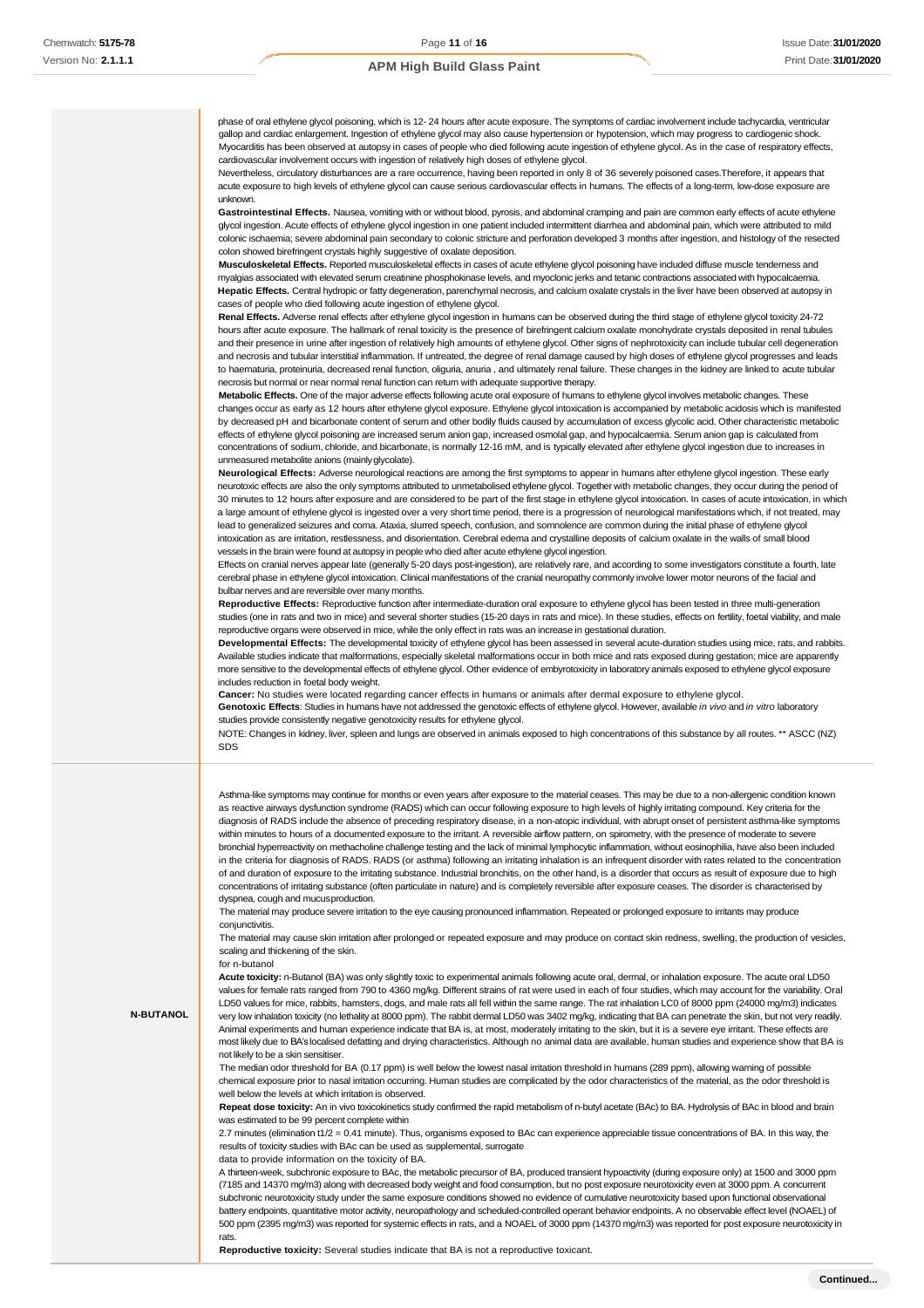| | |
|---|---|
| | phase of oral ethylene glycol poisoning, which is 12- 24 hours after acute exposure. The symptoms of cardiac involvement include tachycardia, ventricular gallop and cardiac enlargement. Ingestion of ethylene glycol may also cause hypertension or hypotension, which may progress to cardiogenic shock. Myocarditis has been observed at autopsy in cases of people who died following acute ingestion of ethylene glycol. As in the case of respiratory effects, cardiovascular involvement occurs with ingestion of relatively high doses of ethylene glycol.<br>Nevertheless, circulatory disturbances are a rare occurrence, having been reported in only 8 of 36 severely poisoned cases.Therefore, it appears that acute exposure to high levels of ethylene glycol can cause serious cardiovascular effects in humans. The effects of a long-term, low-dose exposure are unknown.<br>**Gastrointestinal Effects.** Nausea, vomiting with or without blood, pyrosis, and abdominal cramping and pain are common early effects of acute ethylene glycol ingestion. Acute effects of ethylene glycol ingestion in one patient included intermittent diarrhea and abdominal pain, which were attributed to mild colonic ischaemia; severe abdominal pain secondary to colonic stricture and perforation developed 3 months after ingestion, and histology of the resected colon showed birefringent crystals highly suggestive of oxalate deposition.<br>**Musculoskeletal Effects.** Reported musculoskeletal effects in cases of acute ethylene glycol poisoning have included diffuse muscle tenderness and myalgias associated with elevated serum creatinine phosphokinase levels, and myoclonic jerks and tetanic contractions associated with hypocalcaemia.<br>**Hepatic Effects.** Central hydropic or fatty degeneration, parenchymal necrosis, and calcium oxalate crystals in the liver have been observed at autopsy in cases of people who died following acute ingestion of ethylene glycol.<br>**Renal Effects.** Adverse renal effects after ethylene glycol ingestion in humans can be observed during the third stage of ethylene glycol toxicity 24-72 hours after acute exposure. The hallmark of renal toxicity is the presence of birefringent calcium oxalate monohydrate crystals deposited in renal tubules and their presence in urine after ingestion of relatively high amounts of ethylene glycol. Other signs of nephrotoxicity can include tubular cell degeneration and necrosis and tubular interstitial inflammation. If untreated, the degree of renal damage caused by high doses of ethylene glycol progresses and leads to haematuria, proteinuria, decreased renal function, oliguria, anuria , and ultimately renal failure. These changes in the kidney are linked to acute tubular necrosis but normal or near normal renal function can return with adequate supportive therapy.<br>**Metabolic Effects.** One of the major adverse effects following acute oral exposure of humans to ethylene glycol involves metabolic changes. These changes occur as early as 12 hours after ethylene glycol exposure. Ethylene glycol intoxication is accompanied by metabolic acidosis which is manifested by decreased pH and bicarbonate content of serum and other bodily fluids caused by accumulation of excess glycolic acid. Other characteristic metabolic effects of ethylene glycol poisoning are increased serum anion gap, increased osmolal gap, and hypocalcaemia. Serum anion gap is calculated from concentrations of sodium, chloride, and bicarbonate, is normally 12-16 mM, and is typically elevated after ethylene glycol ingestion due to increases in unmeasured metabolite anions (mainly glycolate).<br>**Neurological Effects:** Adverse neurological reactions are among the first symptoms to appear in humans after ethylene glycol ingestion. These early neurotoxic effects are also the only symptoms attributed to unmetabolised ethylene glycol. Together with metabolic changes, they occur during the period of 30 minutes to 12 hours after exposure and are considered to be part of the first stage in ethylene glycol intoxication. In cases of acute intoxication, in which a large amount of ethylene glycol is ingested over a very short time period, there is a progression of neurological manifestations which, if not treated, may lead to generalized seizures and coma. Ataxia, slurred speech, confusion, and somnolence are common during the initial phase of ethylene glycol intoxication as are irritation, restlessness, and disorientation. Cerebral edema and crystalline deposits of calcium oxalate in the walls of small blood vessels in the brain were found at autopsy in people who died after acute ethylene glycol ingestion.<br>Effects on cranial nerves appear late (generally 5-20 days post-ingestion), are relatively rare, and according to some investigators constitute a fourth, late cerebral phase in ethylene glycol intoxication. Clinical manifestations of the cranial neuropathy commonly involve lower motor neurons of the facial and bulbar nerves and are reversible over many months.<br>**Reproductive Effects:** Reproductive function after intermediate-duration oral exposure to ethylene glycol has been tested in three multi-generation studies (one in rats and two in mice) and several shorter studies (15-20 days in rats and mice). In these studies, effects on fertility, foetal viability, and male reproductive organs were observed in mice, while the only effect in rats was an increase in gestational duration.<br>**Developmental Effects:** The developmental toxicity of ethylene glycol has been assessed in several acute-duration studies using mice, rats, and rabbits. Available studies indicate that malformations, especially skeletal malformations occur in both mice and rats exposed during gestation; mice are apparently more sensitive to the developmental effects of ethylene glycol. Other evidence of embyrotoxicity in laboratory animals exposed to ethylene glycol exposure includes reduction in foetal body weight.<br>**Cancer:** No studies were located regarding cancer effects in humans or animals after dermal exposure to ethylene glycol.<br>**Genotoxic Effects**: Studies in humans have not addressed the genotoxic effects of ethylene glycol. However, available *in vivo* and *in vitro* laboratory studies provide consistently negative genotoxicity results for ethylene glycol.<br>NOTE: Changes in kidney, liver, spleen and lungs are observed in animals exposed to high concentrations of this substance by all routes. ** ASCC (NZ) SDS |
| **N-BUTANOL** | Asthma-like symptoms may continue for months or even years after exposure to the material ceases. This may be due to a non-allergenic condition known as reactive airways dysfunction syndrome (RADS) which can occur following exposure to high levels of highly irritating compound. Key criteria for the diagnosis of RADS include the absence of preceding respiratory disease, in a non-atopic individual, with abrupt onset of persistent asthma-like symptoms within minutes to hours of a documented exposure to the irritant. A reversible airflow pattern, on spirometry, with the presence of moderate to severe bronchial hyperreactivity on methacholine challenge testing and the lack of minimal lymphocytic inflammation, without eosinophilia, have also been included in the criteria for diagnosis of RADS. RADS (or asthma) following an irritating inhalation is an infrequent disorder with rates related to the concentration of and duration of exposure to the irritating substance. Industrial bronchitis, on the other hand, is a disorder that occurs as result of exposure due to high concentrations of irritating substance (often particulate in nature) and is completely reversible after exposure ceases. The disorder is characterised by dyspnea, cough and mucus production.<br>The material may produce severe irritation to the eye causing pronounced inflammation. Repeated or prolonged exposure to irritants may produce conjunctivitis.<br>The material may cause skin irritation after prolonged or repeated exposure and may produce on contact skin redness, swelling, the production of vesicles, scaling and thickening of the skin.<br>for n-butanol<br>**Acute toxicity:** n-Butanol (BA) was only slightly toxic to experimental animals following acute oral, dermal, or inhalation exposure. The acute oral LD50 values for female rats ranged from 790 to 4360 mg/kg. Different strains of rat were used in each of four studies, which may account for the variability. Oral LD50 values for mice, rabbits, hamsters, dogs, and male rats all fell within the same range. The rat inhalation LC0 of 8000 ppm (24000 mg/m3) indicates very low inhalation toxicity (no lethality at 8000 ppm). The rabbit dermal LD50 was 3402 mg/kg, indicating that BA can penetrate the skin, but not very readily. Animal experiments and human experience indicate that BA is, at most, moderately irritating to the skin, but it is a severe eye irritant. These effects are most likely due to BA's localised defatting and drying characteristics. Although no animal data are available, human studies and experience show that BA is not likely to be a skin sensitiser.<br>The median odor threshold for BA (0.17 ppm) is well below the lowest nasal irritation threshold in humans (289 ppm), allowing warning of possible chemical exposure prior to nasal irritation occurring. Human studies are complicated by the odor characteristics of the material, as the odor threshold is well below the levels at which irritation is observed.<br>**Repeat dose toxicity:** An in vivo toxicokinetics study confirmed the rapid metabolism of n-butyl acetate (BAc) to BA. Hydrolysis of BAc in blood and brain was estimated to be 99 percent complete within<br>2.7 minutes (elimination t1/2 = 0.41 minute). Thus, organisms exposed to BAc can experience appreciable tissue concentrations of BA. In this way, the results of toxicity studies with BAc can be used as supplemental, surrogate<br>data to provide information on the toxicity of BA.<br>A thirteen-week, subchronic exposure to BAc, the metabolic precursor of BA, produced transient hypoactivity (during exposure only) at 1500 and 3000 ppm (7185 and 14370 mg/m3) along with decreased body weight and food consumption, but no post exposure neurotoxicity even at 3000 ppm. A concurrent subchronic neurotoxicity study under the same exposure conditions showed no evidence of cumulative neurotoxicity based upon functional observational battery endpoints, quantitative motor activity, neuropathology and scheduled-controlled operant behavior endpoints. A no observable effect level (NOAEL) of 500 ppm (2395 mg/m3) was reported for systemic effects in rats, and a NOAEL of 3000 ppm (14370 mg/m3) was reported for post exposure neurotoxicity in rats.<br>**Reproductive toxicity:** Several studies indicate that BA is not a reproductive toxicant. |

Continued...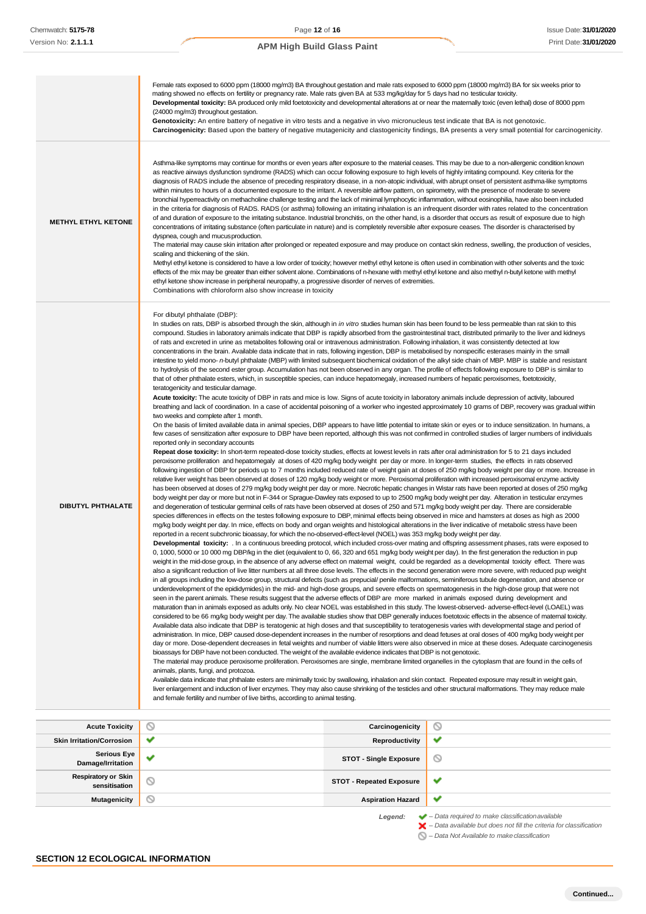| | |
|---|---|
| | Female rats exposed to 6000 ppm (18000 mg/m3) BA throughout gestation and male rats exposed to 6000 ppm (18000 mg/m3) BA for six weeks prior to mating showed no effects on fertility or pregnancy rate. Male rats given BA at 533 mg/kg/day for 5 days had no testicular toxicity. **Developmental toxicity:** BA produced only mild foetotoxicity and developmental alterations at or near the maternally toxic (even lethal) dose of 8000 ppm (24000 mg/m3) throughout gestation. **Genotoxicity:** An entire battery of negative in vitro tests and a negative in vivo micronucleus test indicate that BA is not genotoxic. **Carcinogenicity:** Based upon the battery of negative mutagenicity and clastogenicity findings, BA presents a very small potential for carcinogenicity. |
| **METHYL ETHYL KETONE** | Asthma-like symptoms may continue for months or even years after exposure to the material ceases. This may be due to a non-allergenic condition known as reactive airways dysfunction syndrome (RADS) which can occur following exposure to high levels of highly irritating compound. Key criteria for the diagnosis of RADS include the absence of preceding respiratory disease, in a non-atopic individual, with abrupt onset of persistent asthma-like symptoms within minutes to hours of a documented exposure to the irritant. A reversible airflow pattern, on spirometry, with the presence of moderate to severe bronchial hyperreactivity on methacholine challenge testing and the lack of minimal lymphocytic inflammation, without eosinophilia, have also been included in the criteria for diagnosis of RADS. RADS (or asthma) following an irritating inhalation is an infrequent disorder with rates related to the concentration of and duration of exposure to the irritating substance. Industrial bronchitis, on the other hand, is a disorder that occurs as result of exposure due to high concentrations of irritating substance (often particulate in nature) and is completely reversible after exposure ceases. The disorder is characterised by dyspnea, cough and mucus production.<br>The material may cause skin irritation after prolonged or repeated exposure and may produce on contact skin redness, swelling, the production of vesicles, scaling and thickening of the skin.<br>Methyl ethyl ketone is considered to have a low order of toxicity; however methyl ethyl ketone is often used in combination with other solvents and the toxic effects of the mix may be greater than either solvent alone. Combinations of n-hexane with methyl ethyl ketone and also methyl n-butyl ketone with methyl ethyl ketone show increase in peripheral neuropathy, a progressive disorder of nerves of extremities.<br>Combinations with chloroform also show increase in toxicity |
| **DIBUTYL PHTHALATE** | For dibutyl phthalate (DBP):<br>In studies on rats, DBP is absorbed through the skin, although in *in vitro* studies human skin has been found to be less permeable than rat skin to this compound. Studies in laboratory animals indicate that DBP is rapidly absorbed from the gastrointestinal tract, distributed primarily to the liver and kidneys of rats and excreted in urine as metabolites following oral or intravenous administration. Following inhalation, it was consistently detected at low concentrations in the brain. Available data indicate that in rats, following ingestion, DBP is metabolised by nonspecific esterases mainly in the small intestine to yield mono- *n*-butyl phthalate (MBP) with limited subsequent biochemical oxidation of the alkyl side chain of MBP. MBP is stable and resistant to hydrolysis of the second ester group. Accumulation has not been observed in any organ. The profile of effects following exposure to DBP is similar to that of other phthalate esters, which, in susceptible species, can induce hepatomegaly, increased numbers of hepatic peroxisomes, foetotoxicity, teratogenicity and testicular damage.<br>**Acute toxicity:** The acute toxicity of DBP in rats and mice is low. Signs of acute toxicity in laboratory animals include depression of activity, laboured breathing and lack of coordination. In a case of accidental poisoning of a worker who ingested approximately 10 grams of DBP, recovery was gradual within two weeks and complete after 1 month.<br>On the basis of limited available data in animal species, DBP appears to have little potential to irritate skin or eyes or to induce sensitization. In humans, a few cases of sensitization after exposure to DBP have been reported, although this was not confirmed in controlled studies of larger numbers of individuals reported only in secondary accounts<br>**Repeat dose toxicity:** In short-term repeated-dose toxicity studies, effects at lowest levels in rats after oral administration for 5 to 21 days included peroxisome proliferation and hepatomegaly at doses of 420 mg/kg body weight per day or more. In longer-term studies, the effects in rats observed following ingestion of DBP for periods up to 7 months included reduced rate of weight gain at doses of 250 mg/kg body weight per day or more. Increase in relative liver weight has been observed at doses of 120 mg/kg body weight or more. Peroxisomal proliferation with increased peroxisomal enzyme activity has been observed at doses of 279 mg/kg body weight per day or more. Necrotic hepatic changes in Wistar rats have been reported at doses of 250 mg/kg body weight per day or more but not in F-344 or Sprague-Dawley rats exposed to up to 2500 mg/kg body weight per day. Alteration in testicular enzymes and degeneration of testicular germinal cells of rats have been observed at doses of 250 and 571 mg/kg body weight per day. There are considerable species differences in effects on the testes following exposure to DBP, minimal effects being observed in mice and hamsters at doses as high as 2000 mg/kg body weight per day. In mice, effects on body and organ weights and histological alterations in the liver indicative of metabolic stress have been reported in a recent subchronic bioassay, for which the no-observed-effect-level (NOEL) was 353 mg/kg body weight per day.<br>**Developmental toxicity:** . In a continuous breeding protocol, which included cross-over mating and offspring assessment phases, rats were exposed to 0, 1000, 5000 or 10 000 mg DBP/kg in the diet (equivalent to 0, 66, 320 and 651 mg/kg body weight per day). In the first generation the reduction in pup weight in the mid-dose group, in the absence of any adverse effect on maternal weight, could be regarded as a developmental toxicity effect. There was also a significant reduction of live litter numbers at all three dose levels. The effects in the second generation were more severe, with reduced pup weight in all groups including the low-dose group, structural defects (such as prepucial/ penile malformations, seminiferous tubule degeneration, and absence or underdevelopment of the epididymides) in the mid- and high-dose groups, and severe effects on spermatogenesis in the high-dose group that were not seen in the parent animals. These results suggest that the adverse effects of DBP are more marked in animals exposed during development and maturation than in animals exposed as adults only. No clear NOEL was established in this study. The lowest-observed- adverse-effect-level (LOAEL) was considered to be 66 mg/kg body weight per day. The available studies show that DBP generally induces foetotoxic effects in the absence of maternal toxicity. Available data also indicate that DBP is teratogenic at high doses and that susceptibility to teratogenesis varies with developmental stage and period of administration. In mice, DBP caused dose-dependent increases in the number of resorptions and dead fetuses at oral doses of 400 mg/kg body weight per day or more. Dose-dependent decreases in fetal weights and number of viable litters were also observed in mice at these doses. Adequate carcinogenesis bioassays for DBP have not been conducted. The weight of the available evidence indicates that DBP is not genotoxic.<br>The material may produce peroxisome proliferation. Peroxisomes are single, membrane limited organelles in the cytoplasm that are found in the cells of animals, plants, fungi, and protozoa.<br>Available data indicate that phthalate esters are minimally toxic by swallowing, inhalation and skin contact. Repeated exposure may result in weight gain, liver enlargement and induction of liver enzymes. They may also cause shrinking of the testicles and other structural malformations. They may reduce male and female fertility and number of live births, according to animal testing. |

| | | | |
|---|---|---|---|
| **Acute Toxicity** | ⃠ | **Carcinogenicity** | ⃠ |
| **Skin Irritation/Corrosion** | ✔ | **Reproductivity** | ✔ |
| **Serious Eye Damage/Irritation** | ✔ | **STOT - Single Exposure** | ⃠ |
| **Respiratory or Skin sensitisation** | ⃠ | **STOT - Repeated Exposure** | ✔ |
| **Mutagenicity** | ⃠ | **Aspiration Hazard** | ✔ |

*Legend:*
✔ *– Data required to make classification available*
✘ *– Data available but does not fill the criteria for classification*
⃠ *– Data Not Available to make classification*

## SECTION 12 ECOLOGICAL INFORMATION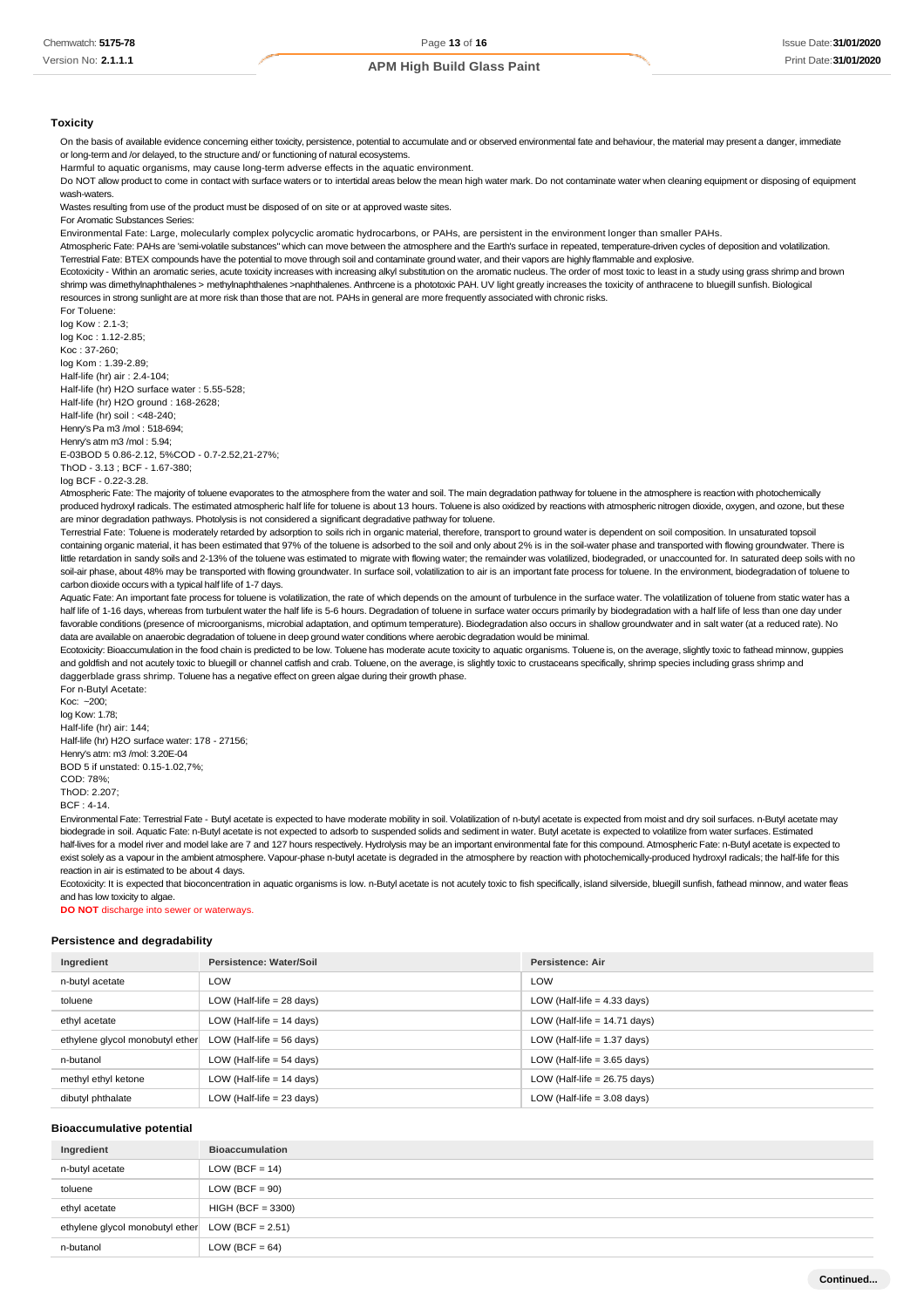### Toxicity

On the basis of available evidence concerning either toxicity, persistence, potential to accumulate and or observed environmental fate and behaviour, the material may present a danger, immediate or long-term and /or delayed, to the structure and/ or functioning of natural ecosystems.

Harmful to aquatic organisms, may cause long-term adverse effects in the aquatic environment.

Do NOT allow product to come in contact with surface waters or to intertidal areas below the mean high water mark. Do not contaminate water when cleaning equipment or disposing of equipment wash-waters.

Wastes resulting from use of the product must be disposed of on site or at approved waste sites.

For Aromatic Substances Series:

Environmental Fate: Large, molecularly complex polycyclic aromatic hydrocarbons, or PAHs, are persistent in the environment longer than smaller PAHs.

Atmospheric Fate: PAHs are 'semi-volatile substances" which can move between the atmosphere and the Earth's surface in repeated, temperature-driven cycles of deposition and volatilization.

Terrestrial Fate: BTEX compounds have the potential to move through soil and contaminate ground water, and their vapors are highly flammable and explosive.

Ecotoxicity - Within an aromatic series, acute toxicity increases with increasing alkyl substitution on the aromatic nucleus. The order of most toxic to least in a study using grass shrimp and brown shrimp was dimethylnaphthalenes > methylnaphthalenes >naphthalenes. Anthrcene is a phototoxic PAH. UV light greatly increases the toxicity of anthracene to bluegill sunfish. Biological resources in strong sunlight are at more risk than those that are not. PAHs in general are more frequently associated with chronic risks.

For Toluene:

log Kow : 2.1-3;
log Koc : 1.12-2.85;
Koc : 37-260;
log Kom : 1.39-2.89;
Half-life (hr) air : 2.4-104;
Half-life (hr) H2O surface water : 5.55-528;
Half-life (hr) H2O ground : 168-2628;
Half-life (hr) soil : <48-240;
Henry's Pa m3 /mol : 518-694;
Henry's atm m3 /mol : 5.94;
E-03BOD 5 0.86-2.12, 5%COD - 0.7-2.52,21-27%;
ThOD - 3.13 ; BCF - 1.67-380;
log BCF - 0.22-3.28.

Atmospheric Fate: The majority of toluene evaporates to the atmosphere from the water and soil. The main degradation pathway for toluene in the atmosphere is reaction with photochemically produced hydroxyl radicals. The estimated atmospheric half life for toluene is about 13 hours. Toluene is also oxidized by reactions with atmospheric nitrogen dioxide, oxygen, and ozone, but these are minor degradation pathways. Photolysis is not considered a significant degradative pathway for toluene.

Terrestrial Fate: Toluene is moderately retarded by adsorption to soils rich in organic material, therefore, transport to ground water is dependent on soil composition. In unsaturated topsoil containing organic material, it has been estimated that 97% of the toluene is adsorbed to the soil and only about 2% is in the soil-water phase and transported with flowing groundwater. There is little retardation in sandy soils and 2-13% of the toluene was estimated to migrate with flowing water; the remainder was volatilized, biodegraded, or unaccounted for. In saturated deep soils with no soil-air phase, about 48% may be transported with flowing groundwater. In surface soil, volatilization to air is an important fate process for toluene. In the environment, biodegradation of toluene to carbon dioxide occurs with a typical half life of 1-7 days.

Aquatic Fate: An important fate process for toluene is volatilization, the rate of which depends on the amount of turbulence in the surface water. The volatilization of toluene from static water has a half life of 1-16 days, whereas from turbulent water the half life is 5-6 hours. Degradation of toluene in surface water occurs primarily by biodegradation with a half life of less than one day under favorable conditions (presence of microorganisms, microbial adaptation, and optimum temperature). Biodegradation also occurs in shallow groundwater and in salt water (at a reduced rate). No data are available on anaerobic degradation of toluene in deep ground water conditions where aerobic degradation would be minimal.

Ecotoxicity: Bioaccumulation in the food chain is predicted to be low. Toluene has moderate acute toxicity to aquatic organisms. Toluene is, on the average, slightly toxic to fathead minnow, guppies and goldfish and not acutely toxic to bluegill or channel catfish and crab. Toluene, on the average, is slightly toxic to crustaceans specifically, shrimp species including grass shrimp and daggerblade grass shrimp. Toluene has a negative effect on green algae during their growth phase.

For n-Butyl Acetate:

Koc: ~200;
log Kow: 1.78;
Half-life (hr) air: 144;
Half-life (hr) H2O surface water: 178 - 27156;
Henry's atm: m3 /mol: 3.20E-04
BOD 5 if unstated: 0.15-1.02,7%;
COD: 78%;
ThOD: 2.207;
BCF : 4-14.

Environmental Fate: Terrestrial Fate - Butyl acetate is expected to have moderate mobility in soil. Volatilization of n-butyl acetate is expected from moist and dry soil surfaces. n-Butyl acetate may biodegrade in soil. Aquatic Fate: n-Butyl acetate is not expected to adsorb to suspended solids and sediment in water. Butyl acetate is expected to volatilize from water surfaces. Estimated half-lives for a model river and model lake are 7 and 127 hours respectively. Hydrolysis may be an important environmental fate for this compound. Atmospheric Fate: n-Butyl acetate is expected to exist solely as a vapour in the ambient atmosphere. Vapour-phase n-butyl acetate is degraded in the atmosphere by reaction with photochemically-produced hydroxyl radicals; the half-life for this reaction in air is estimated to be about 4 days.

Ecotoxicity: It is expected that bioconcentration in aquatic organisms is low. n-Butyl acetate is not acutely toxic to fish specifically, island silverside, bluegill sunfish, fathead minnow, and water fleas and has low toxicity to algae.

**DO NOT** discharge into sewer or waterways.

### Persistence and degradability

| Ingredient | Persistence: Water/Soil | Persistence: Air |
|---|---|---|
| n-butyl acetate | LOW | LOW |
| toluene | LOW (Half-life = 28 days) | LOW (Half-life = 4.33 days) |
| ethyl acetate | LOW (Half-life = 14 days) | LOW (Half-life = 14.71 days) |
| ethylene glycol monobutyl ether | LOW (Half-life = 56 days) | LOW (Half-life = 1.37 days) |
| n-butanol | LOW (Half-life = 54 days) | LOW (Half-life = 3.65 days) |
| methyl ethyl ketone | LOW (Half-life = 14 days) | LOW (Half-life = 26.75 days) |
| dibutyl phthalate | LOW (Half-life = 23 days) | LOW (Half-life = 3.08 days) |

### Bioaccumulative potential

| Ingredient | Bioaccumulation |
|---|---|
| n-butyl acetate | LOW (BCF = 14) |
| toluene | LOW (BCF = 90) |
| ethyl acetate | HIGH (BCF = 3300) |
| ethylene glycol monobutyl ether | LOW (BCF = 2.51) |
| n-butanol | LOW (BCF = 64) |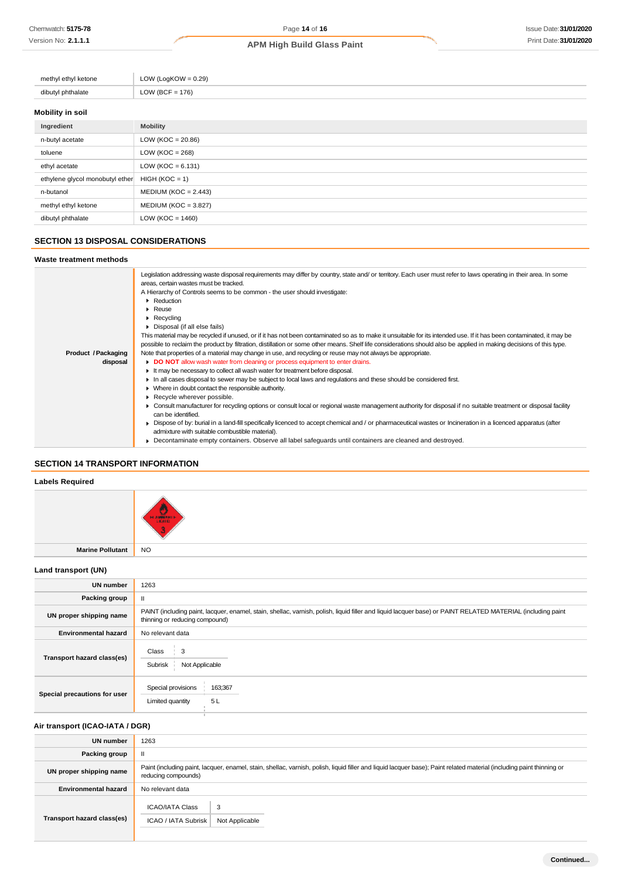| | |
|---|---|
| methyl ethyl ketone | LOW (LogKOW = 0.29) |
| dibutyl phthalate | LOW (BCF = 176) |

### Mobility in soil

| Ingredient | Mobility |
|---|---|
| n-butyl acetate | LOW (KOC = 20.86) |
| toluene | LOW (KOC = 268) |
| ethyl acetate | LOW (KOC = 6.131) |
| ethylene glycol monobutyl ether | HIGH (KOC = 1) |
| n-butanol | MEDIUM (KOC = 2.443) |
| methyl ethyl ketone | MEDIUM (KOC = 3.827) |
| dibutyl phthalate | LOW (KOC = 1460) |

## SECTION 13 DISPOSAL CONSIDERATIONS

### Waste treatment methods

**Product / Packaging disposal**

Legislation addressing waste disposal requirements may differ by country, state and/ or territory. Each user must refer to laws operating in their area. In some areas, certain wastes must be tracked.

A Hierarchy of Controls seems to be common - the user should investigate:

- Reduction
- Reuse
- Recycling
- Disposal (if all else fails)

This material may be recycled if unused, or if it has not been contaminated so as to make it unsuitable for its intended use. If it has been contaminated, it may be possible to reclaim the product by filtration, distillation or some other means. Shelf life considerations should also be applied in making decisions of this type. Note that properties of a material may change in use, and recycling or reuse may not always be appropriate.

- **DO NOT** allow wash water from cleaning or process equipment to enter drains.
- It may be necessary to collect all wash water for treatment before disposal.
- In all cases disposal to sewer may be subject to local laws and regulations and these should be considered first.
- Where in doubt contact the responsible authority.
- Recycle wherever possible.
- Consult manufacturer for recycling options or consult local or regional waste management authority for disposal if no suitable treatment or disposal facility can be identified.
- Dispose of by: burial in a land-fill specifically licenced to accept chemical and / or pharmaceutical wastes or Incineration in a licenced apparatus (after admixture with suitable combustible material).
- Decontaminate empty containers. Observe all label safeguards until containers are cleaned and destroyed.

## SECTION 14 TRANSPORT INFORMATION

### Labels Required

| | |
|---|---|
| Marine Pollutant | NO |

### Land transport (UN)

| | |
|---|---|
| UN number | 1263 |
| Packing group | II |
| UN proper shipping name | PAINT (including paint, lacquer, enamel, stain, shellac, varnish, polish, liquid filler and liquid lacquer base) or PAINT RELATED MATERIAL (including paint thinning or reducing compound) |
| Environmental hazard | No relevant data |
| Transport hazard class(es) | Class: 3; Subrisk: Not Applicable |
| Special precautions for user | Special provisions: 163;367; Limited quantity: 5 L |

### Air transport (ICAO-IATA / DGR)

| | |
|---|---|
| UN number | 1263 |
| Packing group | II |
| UN proper shipping name | Paint (including paint, lacquer, enamel, stain, shellac, varnish, polish, liquid filler and liquid lacquer base); Paint related material (including paint thinning or reducing compounds) |
| Environmental hazard | No relevant data |
| Transport hazard class(es) | ICAO/IATA Class: 3; ICAO / IATA Subrisk: Not Applicable |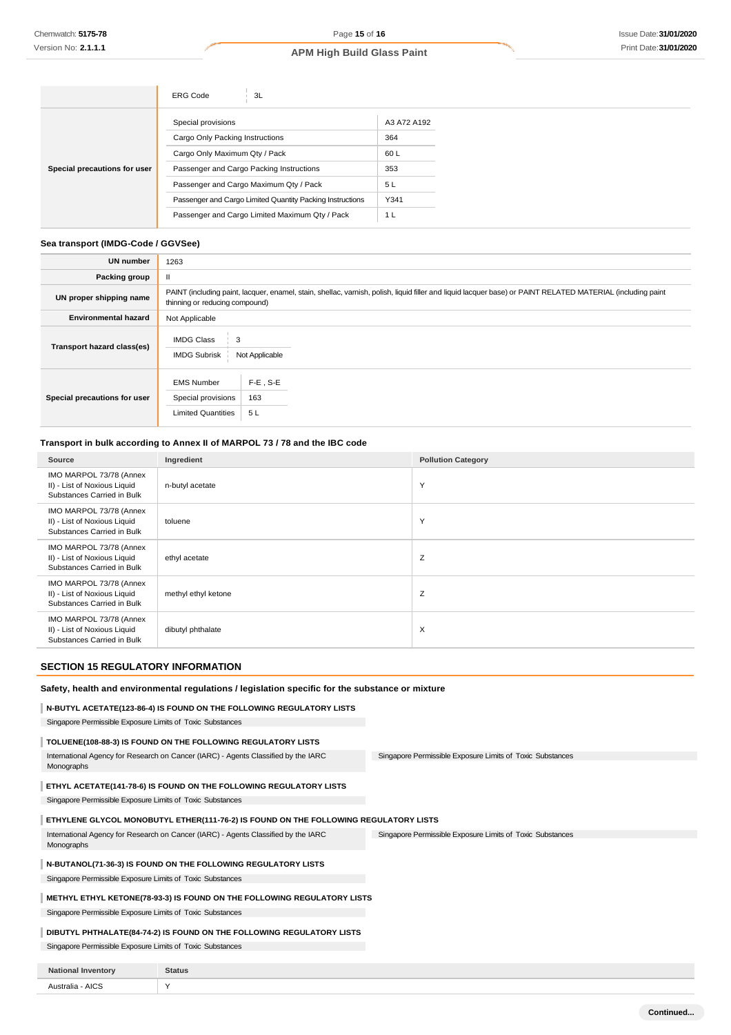| | | |
|---|---|---|
| | ERG Code | 3L |
| Special precautions for user | Special provisions | A3 A72 A192 |
| | Cargo Only Packing Instructions | 364 |
| | Cargo Only Maximum Qty / Pack | 60 L |
| | Passenger and Cargo Packing Instructions | 353 |
| | Passenger and Cargo Maximum Qty / Pack | 5 L |
| | Passenger and Cargo Limited Quantity Packing Instructions | Y341 |
| | Passenger and Cargo Limited Maximum Qty / Pack | 1 L |

### Sea transport (IMDG-Code / GGVSee)

| | |
|---|---|
| **UN number** | 1263 |
| **Packing group** | II |
| **UN proper shipping name** | PAINT (including paint, lacquer, enamel, stain, shellac, varnish, polish, liquid filler and liquid lacquer base) or PAINT RELATED MATERIAL (including paint thinning or reducing compound) |
| **Environmental hazard** | Not Applicable |
| **Transport hazard class(es)** | IMDG Class: 3<br>IMDG Subrisk: Not Applicable |
| **Special precautions for user** | EMS Number: F-E , S-E<br>Special provisions: 163<br>Limited Quantities: 5 L |

### Transport in bulk according to Annex II of MARPOL 73 / 78 and the IBC code

| Source | Ingredient | Pollution Category |
|---|---|---|
| IMO MARPOL 73/78 (Annex II) - List of Noxious Liquid Substances Carried in Bulk | n-butyl acetate | Y |
| IMO MARPOL 73/78 (Annex II) - List of Noxious Liquid Substances Carried in Bulk | toluene | Y |
| IMO MARPOL 73/78 (Annex II) - List of Noxious Liquid Substances Carried in Bulk | ethyl acetate | Z |
| IMO MARPOL 73/78 (Annex II) - List of Noxious Liquid Substances Carried in Bulk | methyl ethyl ketone | Z |
| IMO MARPOL 73/78 (Annex II) - List of Noxious Liquid Substances Carried in Bulk | dibutyl phthalate | X |

## SECTION 15 REGULATORY INFORMATION

### Safety, health and environmental regulations / legislation specific for the substance or mixture

**N-BUTYL ACETATE(123-86-4) IS FOUND ON THE FOLLOWING REGULATORY LISTS**

Singapore Permissible Exposure Limits of Toxic Substances

**TOLUENE(108-88-3) IS FOUND ON THE FOLLOWING REGULATORY LISTS**

International Agency for Research on Cancer (IARC) - Agents Classified by the IARC Monographs

Singapore Permissible Exposure Limits of Toxic Substances

**ETHYL ACETATE(141-78-6) IS FOUND ON THE FOLLOWING REGULATORY LISTS**

Singapore Permissible Exposure Limits of Toxic Substances

**ETHYLENE GLYCOL MONOBUTYL ETHER(111-76-2) IS FOUND ON THE FOLLOWING REGULATORY LISTS**

International Agency for Research on Cancer (IARC) - Agents Classified by the IARC Monographs

Singapore Permissible Exposure Limits of Toxic Substances

**N-BUTANOL(71-36-3) IS FOUND ON THE FOLLOWING REGULATORY LISTS**

Singapore Permissible Exposure Limits of Toxic Substances

**METHYL ETHYL KETONE(78-93-3) IS FOUND ON THE FOLLOWING REGULATORY LISTS**

Singapore Permissible Exposure Limits of Toxic Substances

**DIBUTYL PHTHALATE(84-74-2) IS FOUND ON THE FOLLOWING REGULATORY LISTS**

Singapore Permissible Exposure Limits of Toxic Substances

| National Inventory | Status |
|---|---|
| Australia - AICS | Y |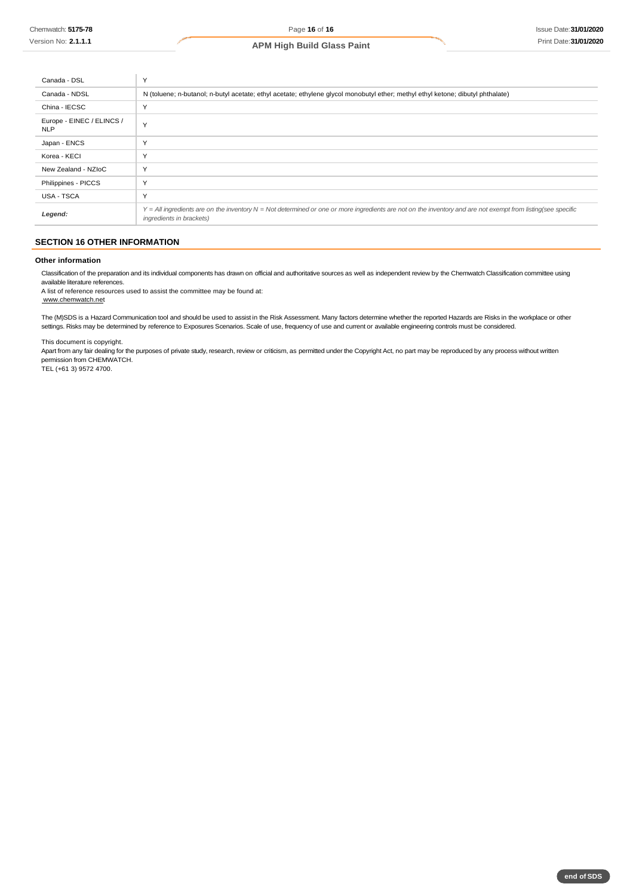| | |
|---|---|
| Canada - DSL | Y |
| Canada - NDSL | N (toluene; n-butanol; n-butyl acetate; ethyl acetate; ethylene glycol monobutyl ether; methyl ethyl ketone; dibutyl phthalate) |
| China - IECSC | Y |
| Europe - EINEC / ELINCS / NLP | Y |
| Japan - ENCS | Y |
| Korea - KECI | Y |
| New Zealand - NZIoC | Y |
| Philippines - PICCS | Y |
| USA - TSCA | Y |
| ***Legend:*** | *Y = All ingredients are on the inventory N = Not determined or one or more ingredients are not on the inventory and are not exempt from listing(see specific ingredients in brackets)* |

## SECTION 16 OTHER INFORMATION

### Other information

Classification of the preparation and its individual components has drawn on official and authoritative sources as well as independent review by the Chemwatch Classification committee using available literature references.
A list of reference resources used to assist the committee may be found at:
www.chemwatch.net

The (M)SDS is a Hazard Communication tool and should be used to assist in the Risk Assessment. Many factors determine whether the reported Hazards are Risks in the workplace or other settings. Risks may be determined by reference to Exposures Scenarios. Scale of use, frequency of use and current or available engineering controls must be considered.

This document is copyright.
Apart from any fair dealing for the purposes of private study, research, review or criticism, as permitted under the Copyright Act, no part may be reproduced by any process without written permission from CHEMWATCH.
TEL (+61 3) 9572 4700.

end of SDS